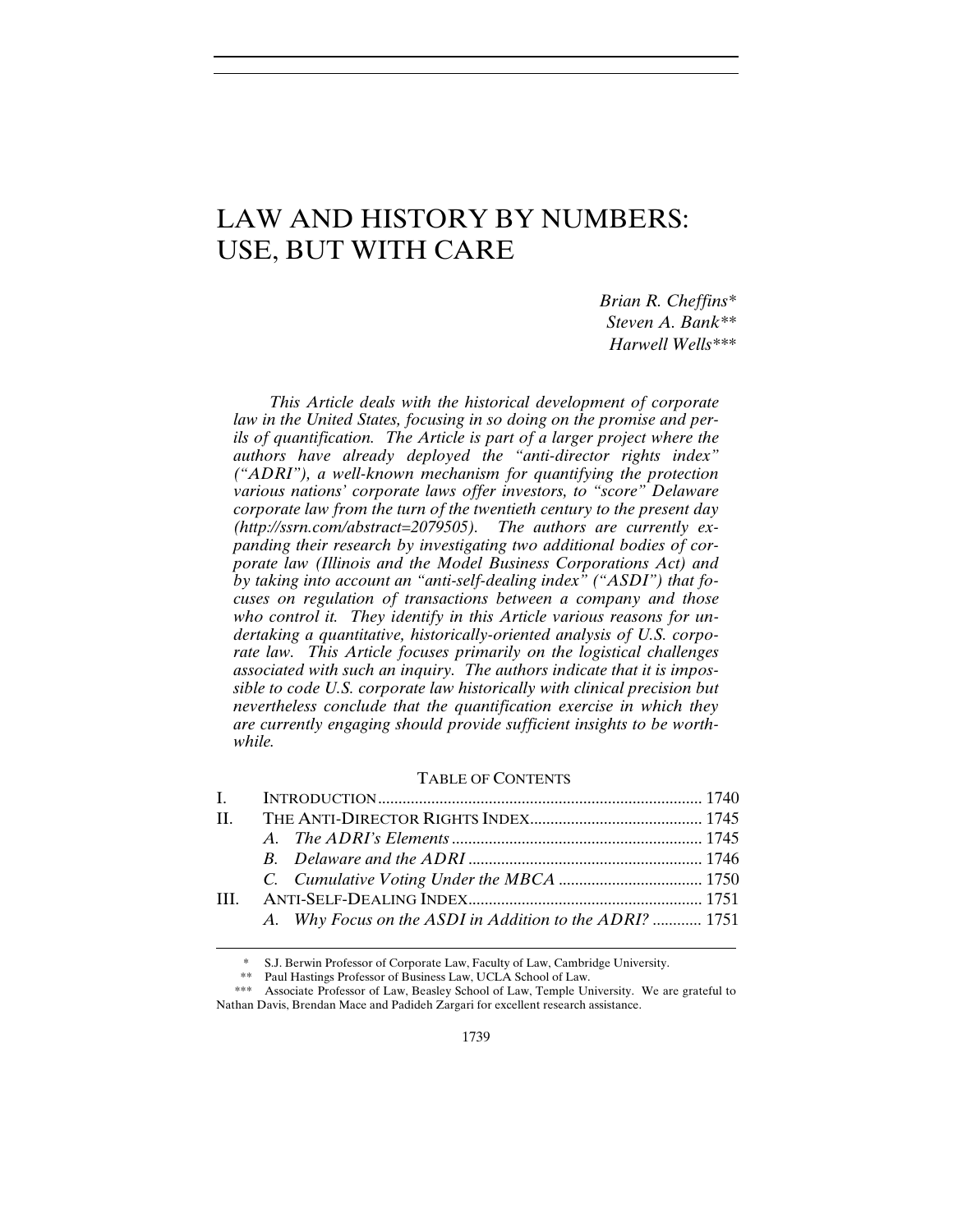# LAW AND HISTORY BY NUMBERS: USE, BUT WITH CARE

*Brian R. Cheffins\**
*Steven A. Bank\*\**
*Harwell Wells\*\*\**

*This Article deals with the historical development of corporate law in the United States, focusing in so doing on the promise and perils of quantification. The Article is part of a larger project where the authors have already deployed the "anti-director rights index" ("ADRI"), a well-known mechanism for quantifying the protection various nations' corporate laws offer investors, to "score" Delaware corporate law from the turn of the twentieth century to the present day (http://ssrn.com/abstract=2079505). The authors are currently expanding their research by investigating two additional bodies of corporate law (Illinois and the Model Business Corporations Act) and by taking into account an "anti-self-dealing index" ("ASDI") that focuses on regulation of transactions between a company and those who control it. They identify in this Article various reasons for undertaking a quantitative, historically-oriented analysis of U.S. corporate law. This Article focuses primarily on the logistical challenges associated with such an inquiry. The authors indicate that it is impossible to code U.S. corporate law historically with clinical precision but nevertheless conclude that the quantification exercise in which they are currently engaging should provide sufficient insights to be worthwhile.*

TABLE OF CONTENTS

| | | |
|---|---|---|
| I. | INTRODUCTION | 1740 |
| II. | THE ANTI-DIRECTOR RIGHTS INDEX | 1745 |
| | *A. The ADRI's Elements* | 1745 |
| | *B. Delaware and the ADRI* | 1746 |
| | *C. Cumulative Voting Under the MBCA* | 1750 |
| III. | ANTI-SELF-DEALING INDEX | 1751 |
| | *A. Why Focus on the ASDI in Addition to the ADRI?* | 1751 |

---

\* S.J. Berwin Professor of Corporate Law, Faculty of Law, Cambridge University.

\*\* Paul Hastings Professor of Business Law, UCLA School of Law.

\*\*\* Associate Professor of Law, Beasley School of Law, Temple University. We are grateful to Nathan Davis, Brendan Mace and Padideh Zargari for excellent research assistance.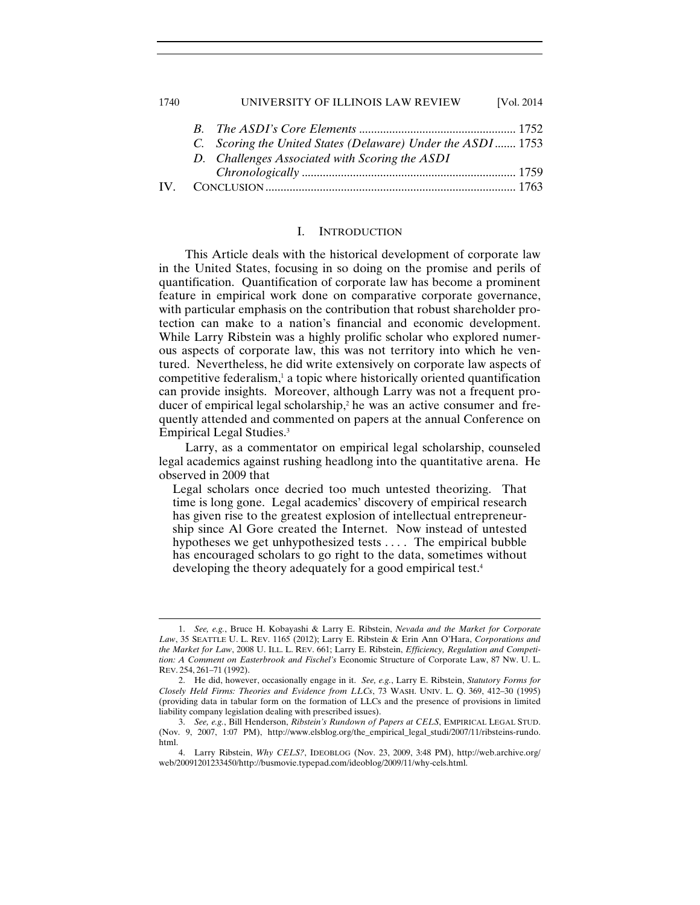B. *The ASDI's Core Elements* .................................................... 1752
C. *Scoring the United States (Delaware) Under the ASDI* ....... 1753
D. *Challenges Associated with Scoring the ASDI Chronologically* ...................................................................... 1759

IV. CONCLUSION ................................................................................. 1763

# I. INTRODUCTION

This Article deals with the historical development of corporate law in the United States, focusing in so doing on the promise and perils of quantification. Quantification of corporate law has become a prominent feature in empirical work done on comparative corporate governance, with particular emphasis on the contribution that robust shareholder protection can make to a nation's financial and economic development. While Larry Ribstein was a highly prolific scholar who explored numerous aspects of corporate law, this was not territory into which he ventured. Nevertheless, he did write extensively on corporate law aspects of competitive federalism,[1] a topic where historically oriented quantification can provide insights. Moreover, although Larry was not a frequent producer of empirical legal scholarship,[2] he was an active consumer and frequently attended and commented on papers at the annual Conference on Empirical Legal Studies.[3]

Larry, as a commentator on empirical legal scholarship, counseled legal academics against rushing headlong into the quantitative arena. He observed in 2009 that

> Legal scholars once decried too much untested theorizing. That time is long gone. Legal academics' discovery of empirical research has given rise to the greatest explosion of intellectual entrepreneurship since Al Gore created the Internet. Now instead of untested hypotheses we get unhypothesized tests . . . . The empirical bubble has encouraged scholars to go right to the data, sometimes without developing the theory adequately for a good empirical test.[4]

---

1. *See, e.g.*, Bruce H. Kobayashi & Larry E. Ribstein, *Nevada and the Market for Corporate Law*, 35 SEATTLE U. L. REV. 1165 (2012); Larry E. Ribstein & Erin Ann O'Hara, *Corporations and the Market for Law*, 2008 U. ILL. L. REV. 661; Larry E. Ribstein, *Efficiency, Regulation and Competition: A Comment on Easterbrook and Fischel's* Economic Structure of Corporate Law, 87 NW. U. L. REV. 254, 261–71 (1992).

2. He did, however, occasionally engage in it. *See, e.g.*, Larry E. Ribstein, *Statutory Forms for Closely Held Firms: Theories and Evidence from LLCs*, 73 WASH. UNIV. L. Q. 369, 412–30 (1995) (providing data in tabular form on the formation of LLCs and the presence of provisions in limited liability company legislation dealing with prescribed issues).

3. *See, e.g.*, Bill Henderson, *Ribstein's Rundown of Papers at CELS*, EMPIRICAL LEGAL STUD. (Nov. 9, 2007, 1:07 PM), http://www.elsblog.org/the_empirical_legal_studi/2007/11/ribsteins-rundo.html.

4. Larry Ribstein, *Why CELS?*, IDEOBLOG (Nov. 23, 2009, 3:48 PM), http://web.archive.org/web/20091201233450/http://busmovie.typepad.com/ideoblog/2009/11/why-cels.html.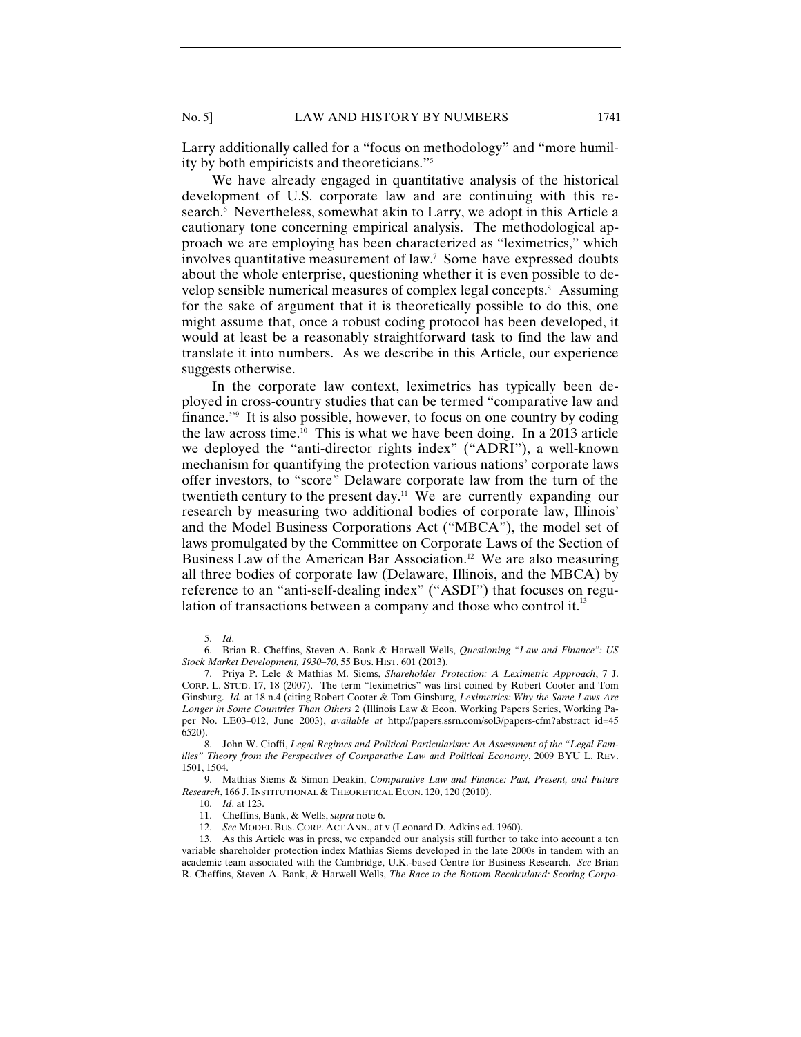Larry additionally called for a "focus on methodology" and "more humility by both empiricists and theoreticians."[5]

We have already engaged in quantitative analysis of the historical development of U.S. corporate law and are continuing with this research.[6] Nevertheless, somewhat akin to Larry, we adopt in this Article a cautionary tone concerning empirical analysis. The methodological approach we are employing has been characterized as "leximetrics," which involves quantitative measurement of law.[7] Some have expressed doubts about the whole enterprise, questioning whether it is even possible to develop sensible numerical measures of complex legal concepts.[8] Assuming for the sake of argument that it is theoretically possible to do this, one might assume that, once a robust coding protocol has been developed, it would at least be a reasonably straightforward task to find the law and translate it into numbers. As we describe in this Article, our experience suggests otherwise.

In the corporate law context, leximetrics has typically been deployed in cross-country studies that can be termed "comparative law and finance."[9] It is also possible, however, to focus on one country by coding the law across time.[10] This is what we have been doing. In a 2013 article we deployed the "anti-director rights index" ("ADRI"), a well-known mechanism for quantifying the protection various nations' corporate laws offer investors, to "score" Delaware corporate law from the turn of the twentieth century to the present day.[11] We are currently expanding our research by measuring two additional bodies of corporate law, Illinois' and the Model Business Corporations Act ("MBCA"), the model set of laws promulgated by the Committee on Corporate Laws of the Section of Business Law of the American Bar Association.[12] We are also measuring all three bodies of corporate law (Delaware, Illinois, and the MBCA) by reference to an "anti-self-dealing index" ("ASDI") that focuses on regulation of transactions between a company and those who control it.[13]

---

5. *Id*.

6. Brian R. Cheffins, Steven A. Bank & Harwell Wells, *Questioning "Law and Finance": US Stock Market Development, 1930–70*, 55 BUS. HIST. 601 (2013).

7. Priya P. Lele & Mathias M. Siems, *Shareholder Protection: A Leximetric Approach*, 7 J. CORP. L. STUD. 17, 18 (2007). The term "leximetrics" was first coined by Robert Cooter and Tom Ginsburg. *Id.* at 18 n.4 (citing Robert Cooter & Tom Ginsburg, *Leximetrics: Why the Same Laws Are Longer in Some Countries Than Others* 2 (Illinois Law & Econ. Working Papers Series, Working Paper No. LE03–012, June 2003), *available at* http://papers.ssrn.com/sol3/papers-cfm?abstract_id=456520).

8. John W. Cioffi, *Legal Regimes and Political Particularism: An Assessment of the "Legal Families" Theory from the Perspectives of Comparative Law and Political Economy*, 2009 BYU L. REV. 1501, 1504.

9. Mathias Siems & Simon Deakin, *Comparative Law and Finance: Past, Present, and Future Research*, 166 J. INSTITUTIONAL & THEORETICAL ECON. 120, 120 (2010).

10. *Id*. at 123.

11. Cheffins, Bank, & Wells, *supra* note 6.

12. *See* MODEL BUS. CORP. ACT ANN., at v (Leonard D. Adkins ed. 1960).

13. As this Article was in press, we expanded our analysis still further to take into account a ten variable shareholder protection index Mathias Siems developed in the late 2000s in tandem with an academic team associated with the Cambridge, U.K.-based Centre for Business Research. *See* Brian R. Cheffins, Steven A. Bank, & Harwell Wells, *The Race to the Bottom Recalculated: Scoring Corpo-*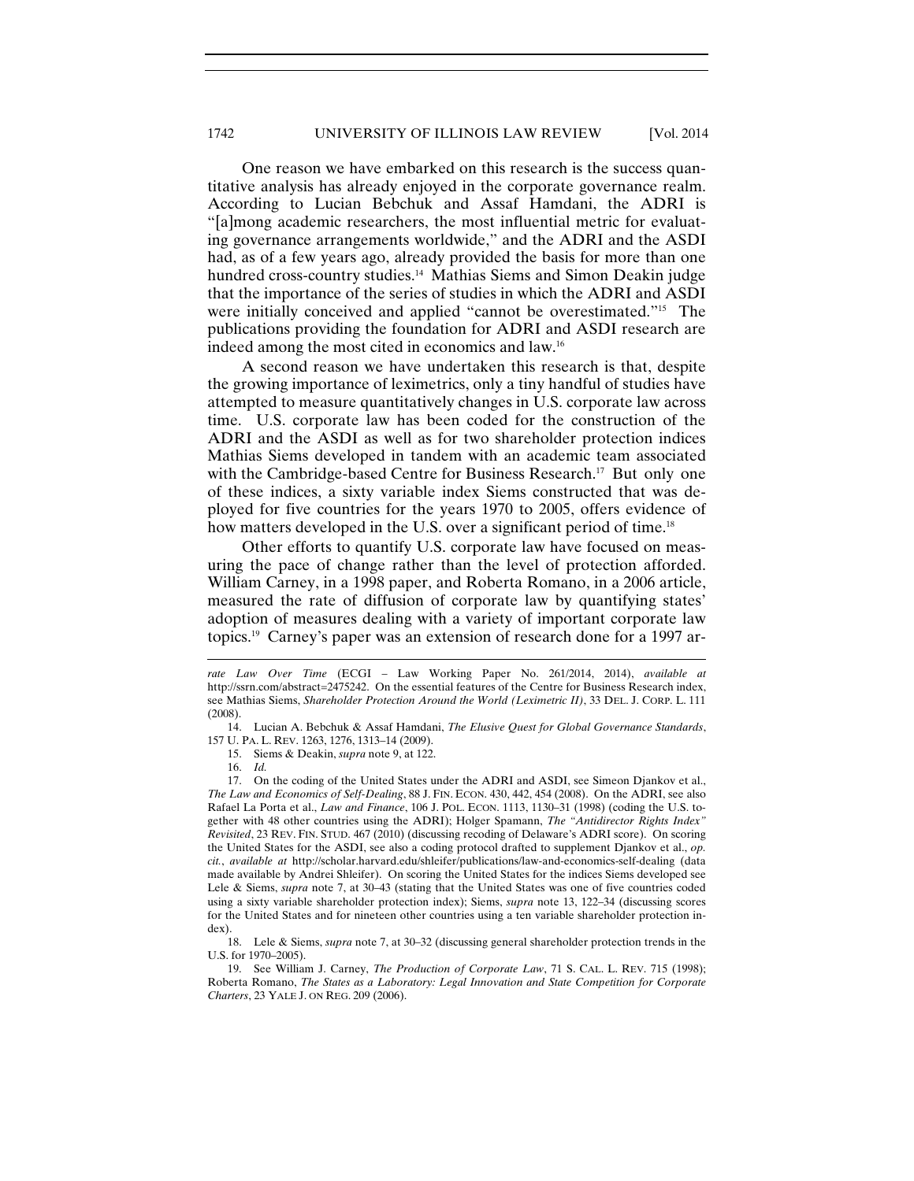One reason we have embarked on this research is the success quantitative analysis has already enjoyed in the corporate governance realm. According to Lucian Bebchuk and Assaf Hamdani, the ADRI is "[a]mong academic researchers, the most influential metric for evaluating governance arrangements worldwide," and the ADRI and the ASDI had, as of a few years ago, already provided the basis for more than one hundred cross-country studies.[14] Mathias Siems and Simon Deakin judge that the importance of the series of studies in which the ADRI and ASDI were initially conceived and applied "cannot be overestimated."[15] The publications providing the foundation for ADRI and ASDI research are indeed among the most cited in economics and law.[16]

A second reason we have undertaken this research is that, despite the growing importance of leximetrics, only a tiny handful of studies have attempted to measure quantitatively changes in U.S. corporate law across time. U.S. corporate law has been coded for the construction of the ADRI and the ASDI as well as for two shareholder protection indices Mathias Siems developed in tandem with an academic team associated with the Cambridge-based Centre for Business Research.[17] But only one of these indices, a sixty variable index Siems constructed that was deployed for five countries for the years 1970 to 2005, offers evidence of how matters developed in the U.S. over a significant period of time.[18]

Other efforts to quantify U.S. corporate law have focused on measuring the pace of change rather than the level of protection afforded. William Carney, in a 1998 paper, and Roberta Romano, in a 2006 article, measured the rate of diffusion of corporate law by quantifying states' adoption of measures dealing with a variety of important corporate law topics.[19] Carney's paper was an extension of research done for a 1997 ar-

---

*rate Law Over Time* (ECGI – Law Working Paper No. 261/2014, 2014), *available at* http://ssrn.com/abstract=2475242. On the essential features of the Centre for Business Research index, see Mathias Siems, *Shareholder Protection Around the World (Leximetric II)*, 33 DEL. J. CORP. L. 111 (2008).

14. Lucian A. Bebchuk & Assaf Hamdani, *The Elusive Quest for Global Governance Standards*, 157 U. PA. L. REV. 1263, 1276, 1313–14 (2009).

15. Siems & Deakin, *supra* note 9, at 122.

16. *Id.*

17. On the coding of the United States under the ADRI and ASDI, see Simeon Djankov et al., *The Law and Economics of Self-Dealing*, 88 J. FIN. ECON. 430, 442, 454 (2008). On the ADRI, see also Rafael La Porta et al., *Law and Finance*, 106 J. POL. ECON. 1113, 1130–31 (1998) (coding the U.S. together with 48 other countries using the ADRI); Holger Spamann, *The "Antidirector Rights Index" Revisited*, 23 REV. FIN. STUD. 467 (2010) (discussing recoding of Delaware's ADRI score). On scoring the United States for the ASDI, see also a coding protocol drafted to supplement Djankov et al., *op. cit.*, *available at* http://scholar.harvard.edu/shleifer/publications/law-and-economics-self-dealing (data made available by Andrei Shleifer). On scoring the United States for the indices Siems developed see Lele & Siems, *supra* note 7, at 30–43 (stating that the United States was one of five countries coded using a sixty variable shareholder protection index); Siems, *supra* note 13, 122–34 (discussing scores for the United States and for nineteen other countries using a ten variable shareholder protection index).

18. Lele & Siems, *supra* note 7, at 30–32 (discussing general shareholder protection trends in the U.S. for 1970–2005).

19. See William J. Carney, *The Production of Corporate Law*, 71 S. CAL. L. REV. 715 (1998); Roberta Romano, *The States as a Laboratory: Legal Innovation and State Competition for Corporate Charters*, 23 YALE J. ON REG. 209 (2006).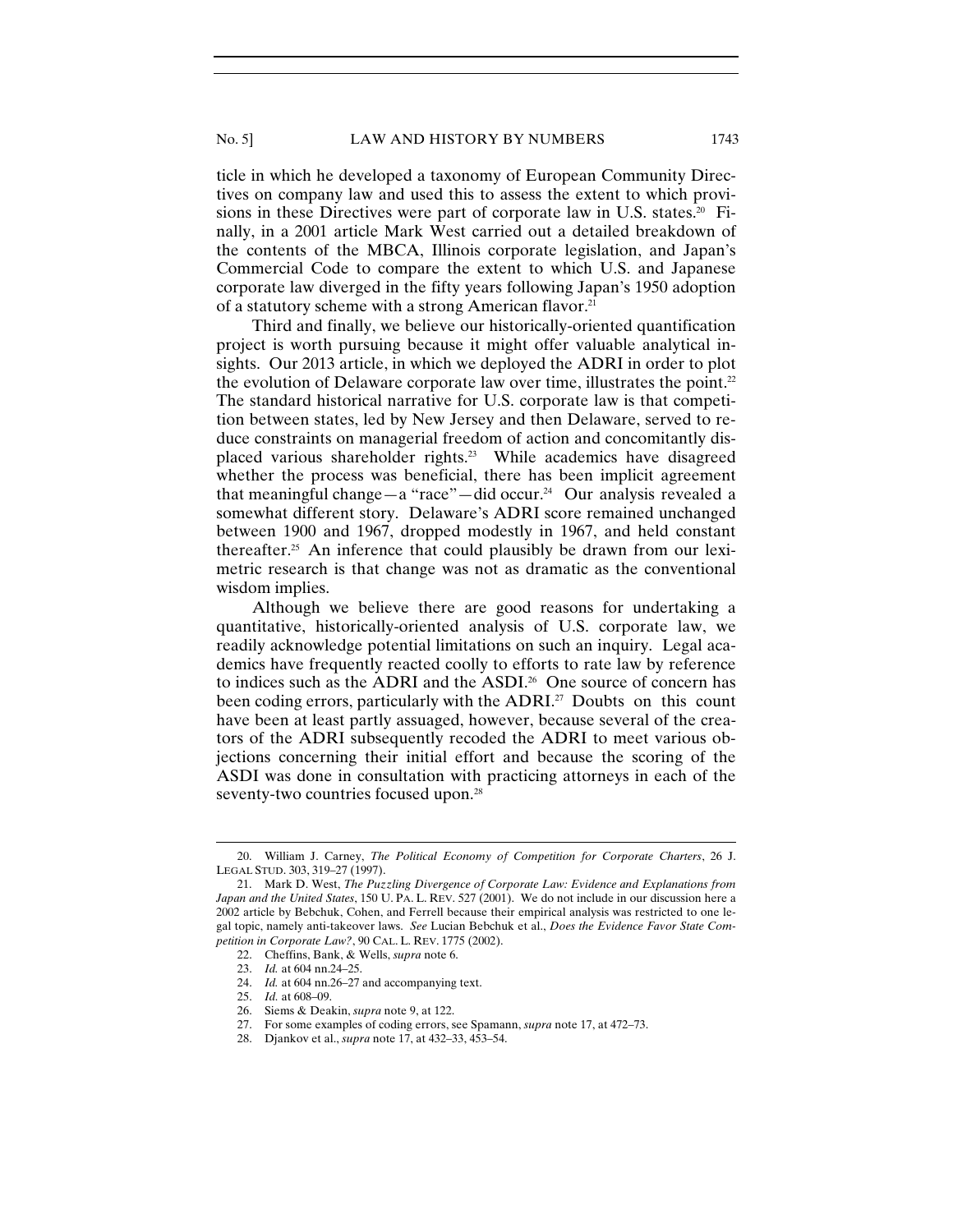ticle in which he developed a taxonomy of European Community Directives on company law and used this to assess the extent to which provisions in these Directives were part of corporate law in U.S. states.[20] Finally, in a 2001 article Mark West carried out a detailed breakdown of the contents of the MBCA, Illinois corporate legislation, and Japan's Commercial Code to compare the extent to which U.S. and Japanese corporate law diverged in the fifty years following Japan's 1950 adoption of a statutory scheme with a strong American flavor.[21]

Third and finally, we believe our historically-oriented quantification project is worth pursuing because it might offer valuable analytical insights. Our 2013 article, in which we deployed the ADRI in order to plot the evolution of Delaware corporate law over time, illustrates the point.[22] The standard historical narrative for U.S. corporate law is that competition between states, led by New Jersey and then Delaware, served to reduce constraints on managerial freedom of action and concomitantly displaced various shareholder rights.[23] While academics have disagreed whether the process was beneficial, there has been implicit agreement that meaningful change—a "race"—did occur.[24] Our analysis revealed a somewhat different story. Delaware's ADRI score remained unchanged between 1900 and 1967, dropped modestly in 1967, and held constant thereafter.[25] An inference that could plausibly be drawn from our leximetric research is that change was not as dramatic as the conventional wisdom implies.

Although we believe there are good reasons for undertaking a quantitative, historically-oriented analysis of U.S. corporate law, we readily acknowledge potential limitations on such an inquiry. Legal academics have frequently reacted coolly to efforts to rate law by reference to indices such as the ADRI and the ASDI.[26] One source of concern has been coding errors, particularly with the ADRI.[27] Doubts on this count have been at least partly assuaged, however, because several of the creators of the ADRI subsequently recoded the ADRI to meet various objections concerning their initial effort and because the scoring of the ASDI was done in consultation with practicing attorneys in each of the seventy-two countries focused upon.[28]

---

20. William J. Carney, *The Political Economy of Competition for Corporate Charters*, 26 J. LEGAL STUD. 303, 319–27 (1997).

21. Mark D. West, *The Puzzling Divergence of Corporate Law: Evidence and Explanations from Japan and the United States*, 150 U. PA. L. REV. 527 (2001). We do not include in our discussion here a 2002 article by Bebchuk, Cohen, and Ferrell because their empirical analysis was restricted to one legal topic, namely anti-takeover laws. *See* Lucian Bebchuk et al., *Does the Evidence Favor State Competition in Corporate Law?*, 90 CAL. L. REV. 1775 (2002).

22. Cheffins, Bank, & Wells, *supra* note 6.

23. *Id.* at 604 nn.24–25.

24. *Id.* at 604 nn.26–27 and accompanying text.

25. *Id.* at 608–09.

26. Siems & Deakin, *supra* note 9, at 122.

27. For some examples of coding errors, see Spamann, *supra* note 17, at 472–73.

28. Djankov et al., *supra* note 17, at 432–33, 453–54.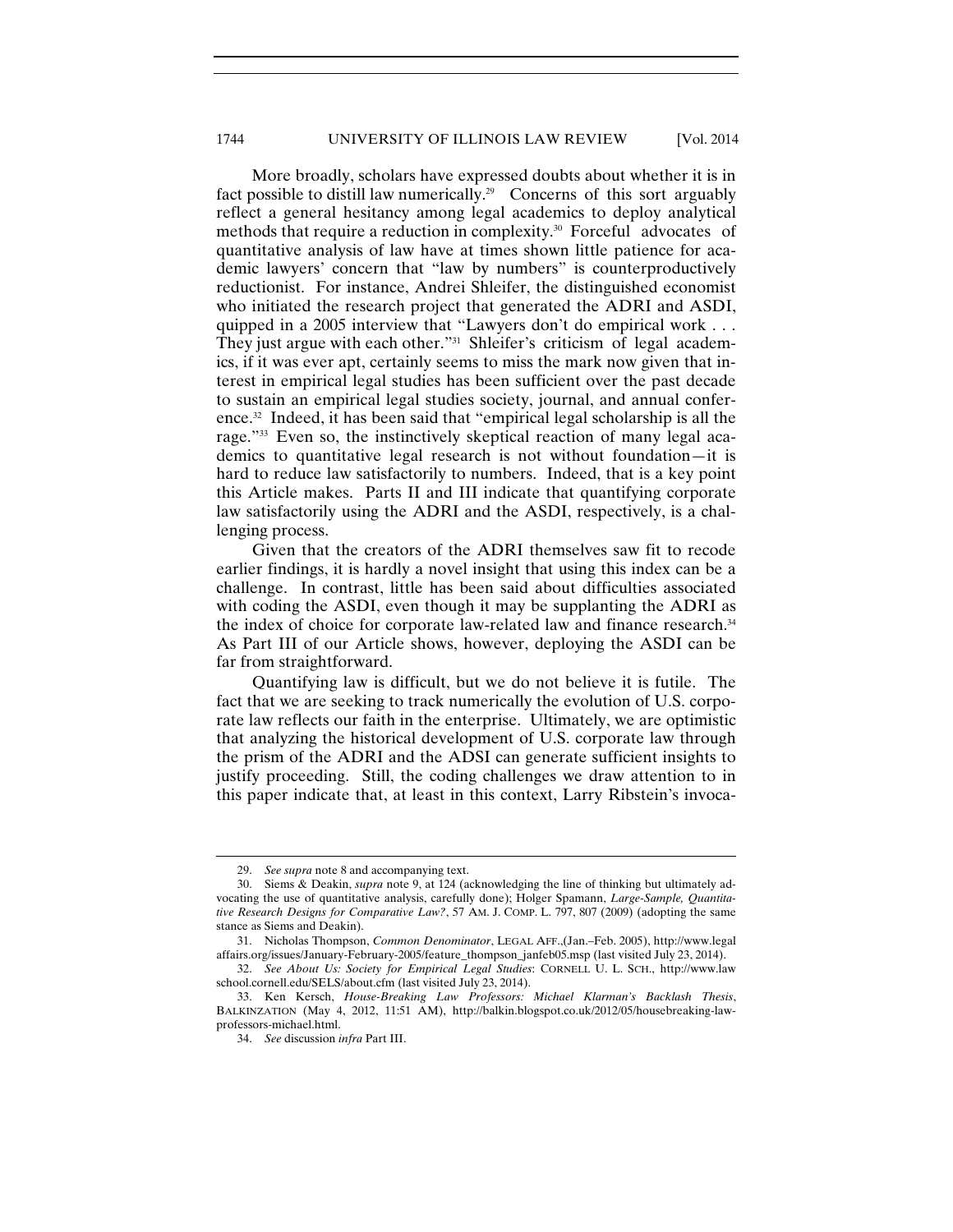More broadly, scholars have expressed doubts about whether it is in fact possible to distill law numerically.[29] Concerns of this sort arguably reflect a general hesitancy among legal academics to deploy analytical methods that require a reduction in complexity.[30] Forceful advocates of quantitative analysis of law have at times shown little patience for academic lawyers' concern that "law by numbers" is counterproductively reductionist. For instance, Andrei Shleifer, the distinguished economist who initiated the research project that generated the ADRI and ASDI, quipped in a 2005 interview that "Lawyers don't do empirical work . . . They just argue with each other."[31] Shleifer's criticism of legal academics, if it was ever apt, certainly seems to miss the mark now given that interest in empirical legal studies has been sufficient over the past decade to sustain an empirical legal studies society, journal, and annual conference.[32] Indeed, it has been said that "empirical legal scholarship is all the rage."[33] Even so, the instinctively skeptical reaction of many legal academics to quantitative legal research is not without foundation—it is hard to reduce law satisfactorily to numbers. Indeed, that is a key point this Article makes. Parts II and III indicate that quantifying corporate law satisfactorily using the ADRI and the ASDI, respectively, is a challenging process.

Given that the creators of the ADRI themselves saw fit to recode earlier findings, it is hardly a novel insight that using this index can be a challenge. In contrast, little has been said about difficulties associated with coding the ASDI, even though it may be supplanting the ADRI as the index of choice for corporate law-related law and finance research.[34] As Part III of our Article shows, however, deploying the ASDI can be far from straightforward.

Quantifying law is difficult, but we do not believe it is futile. The fact that we are seeking to track numerically the evolution of U.S. corporate law reflects our faith in the enterprise. Ultimately, we are optimistic that analyzing the historical development of U.S. corporate law through the prism of the ADRI and the ADSI can generate sufficient insights to justify proceeding. Still, the coding challenges we draw attention to in this paper indicate that, at least in this context, Larry Ribstein's invoca-

---

29. *See supra* note 8 and accompanying text.

30. Siems & Deakin, *supra* note 9, at 124 (acknowledging the line of thinking but ultimately advocating the use of quantitative analysis, carefully done); Holger Spamann, *Large-Sample, Quantitative Research Designs for Comparative Law?*, 57 AM. J. COMP. L. 797, 807 (2009) (adopting the same stance as Siems and Deakin).

31. Nicholas Thompson, *Common Denominator*, LEGAL AFF.,(Jan.–Feb. 2005), http://www.legalaffairs.org/issues/January-February-2005/feature_thompson_janfeb05.msp (last visited July 23, 2014).

32. *See About Us: Society for Empirical Legal Studies*: CORNELL U. L. SCH., http://www.lawschool.cornell.edu/SELS/about.cfm (last visited July 23, 2014).

33. Ken Kersch, *House-Breaking Law Professors: Michael Klarman's Backlash Thesis*, BALKINZATION (May 4, 2012, 11:51 AM), http://balkin.blogspot.co.uk/2012/05/housebreaking-law-professors-michael.html.

34. *See* discussion *infra* Part III.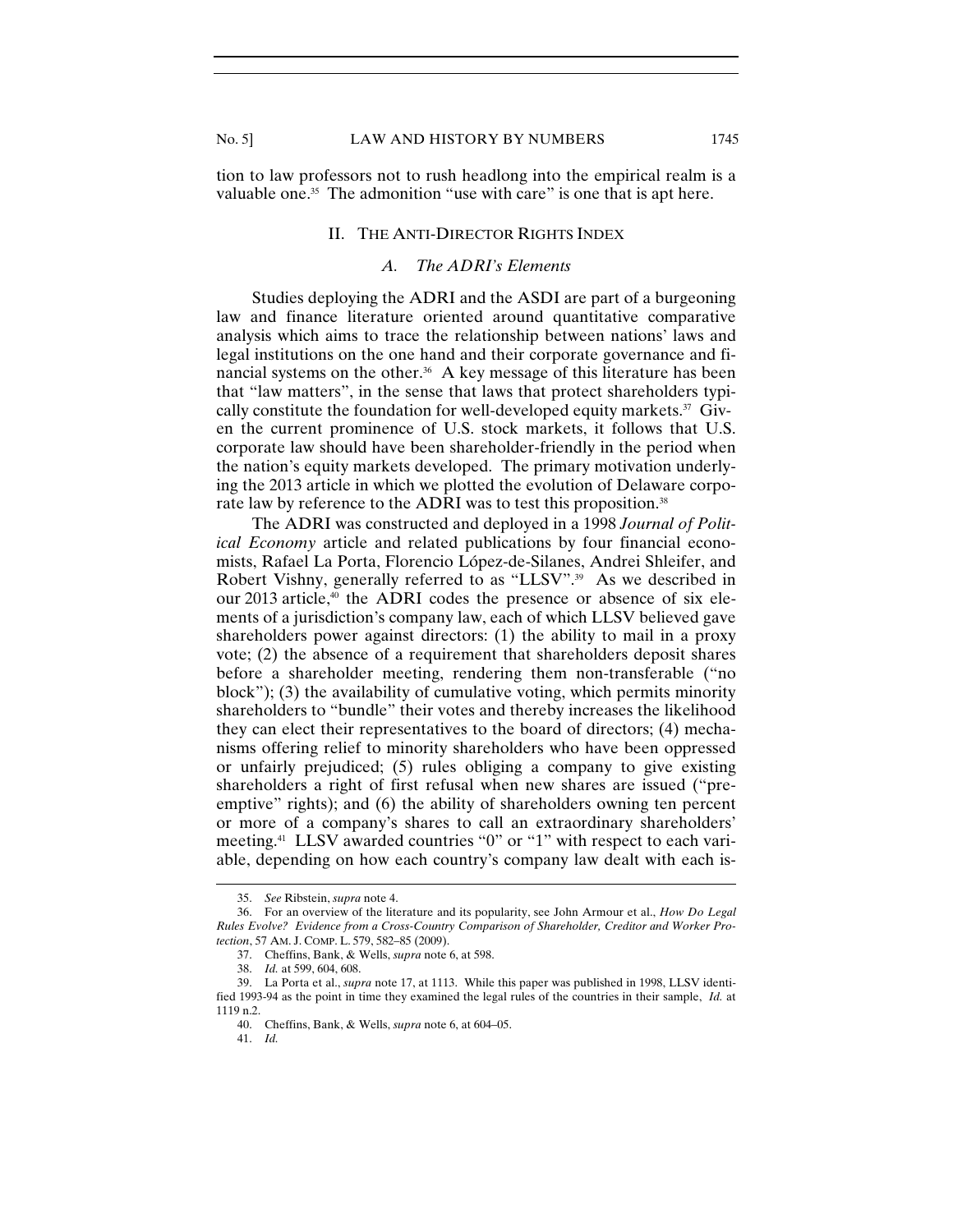tion to law professors not to rush headlong into the empirical realm is a valuable one.[35] The admonition "use with care" is one that is apt here.

## II. THE ANTI-DIRECTOR RIGHTS INDEX

### *A. The ADRI's Elements*

Studies deploying the ADRI and the ASDI are part of a burgeoning law and finance literature oriented around quantitative comparative analysis which aims to trace the relationship between nations' laws and legal institutions on the one hand and their corporate governance and financial systems on the other.[36] A key message of this literature has been that "law matters", in the sense that laws that protect shareholders typically constitute the foundation for well-developed equity markets.[37] Given the current prominence of U.S. stock markets, it follows that U.S. corporate law should have been shareholder-friendly in the period when the nation's equity markets developed. The primary motivation underlying the 2013 article in which we plotted the evolution of Delaware corporate law by reference to the ADRI was to test this proposition.[38]

The ADRI was constructed and deployed in a 1998 *Journal of Political Economy* article and related publications by four financial economists, Rafael La Porta, Florencio López-de-Silanes, Andrei Shleifer, and Robert Vishny, generally referred to as "LLSV".[39] As we described in our 2013 article,[40] the ADRI codes the presence or absence of six elements of a jurisdiction's company law, each of which LLSV believed gave shareholders power against directors: (1) the ability to mail in a proxy vote; (2) the absence of a requirement that shareholders deposit shares before a shareholder meeting, rendering them non-transferable ("no block"); (3) the availability of cumulative voting, which permits minority shareholders to "bundle" their votes and thereby increases the likelihood they can elect their representatives to the board of directors; (4) mechanisms offering relief to minority shareholders who have been oppressed or unfairly prejudiced; (5) rules obliging a company to give existing shareholders a right of first refusal when new shares are issued ("preemptive" rights); and (6) the ability of shareholders owning ten percent or more of a company's shares to call an extraordinary shareholders' meeting.[41] LLSV awarded countries "0" or "1" with respect to each variable, depending on how each country's company law dealt with each is-

---

35. *See* Ribstein, *supra* note 4.

36. For an overview of the literature and its popularity, see John Armour et al., *How Do Legal Rules Evolve? Evidence from a Cross-Country Comparison of Shareholder, Creditor and Worker Protection*, 57 AM. J. COMP. L. 579, 582–85 (2009).

37. Cheffins, Bank, & Wells, *supra* note 6, at 598.

38. *Id.* at 599, 604, 608.

39. La Porta et al., *supra* note 17, at 1113. While this paper was published in 1998, LLSV identified 1993-94 as the point in time they examined the legal rules of the countries in their sample, *Id.* at 1119 n.2.

40. Cheffins, Bank, & Wells, *supra* note 6, at 604–05.

41. *Id.*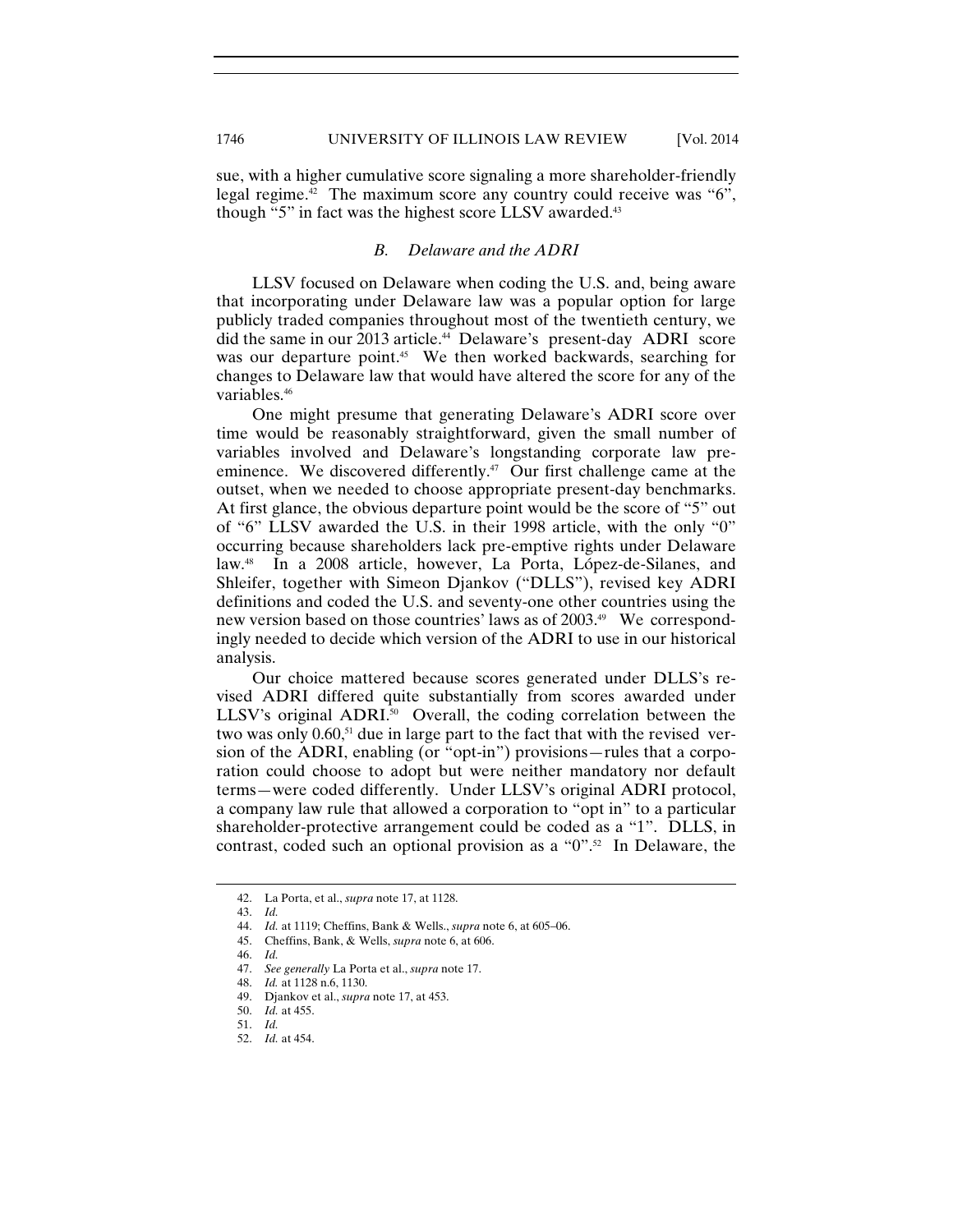sue, with a higher cumulative score signaling a more shareholder-friendly legal regime.[42] The maximum score any country could receive was "6", though "5" in fact was the highest score LLSV awarded.[43]

### *B. Delaware and the ADRI*

LLSV focused on Delaware when coding the U.S. and, being aware that incorporating under Delaware law was a popular option for large publicly traded companies throughout most of the twentieth century, we did the same in our 2013 article.[44] Delaware's present-day ADRI score was our departure point.[45] We then worked backwards, searching for changes to Delaware law that would have altered the score for any of the variables.[46]

One might presume that generating Delaware's ADRI score over time would be reasonably straightforward, given the small number of variables involved and Delaware's longstanding corporate law pre-eminence. We discovered differently.[47] Our first challenge came at the outset, when we needed to choose appropriate present-day benchmarks. At first glance, the obvious departure point would be the score of "5" out of "6" LLSV awarded the U.S. in their 1998 article, with the only "0" occurring because shareholders lack pre-emptive rights under Delaware law.[48] In a 2008 article, however, La Porta, López-de-Silanes, and Shleifer, together with Simeon Djankov ("DLLS"), revised key ADRI definitions and coded the U.S. and seventy-one other countries using the new version based on those countries' laws as of 2003.[49] We correspondingly needed to decide which version of the ADRI to use in our historical analysis.

Our choice mattered because scores generated under DLLS's revised ADRI differed quite substantially from scores awarded under LLSV's original ADRI.[50] Overall, the coding correlation between the two was only 0.60,[51] due in large part to the fact that with the revised version of the ADRI, enabling (or "opt-in") provisions—rules that a corporation could choose to adopt but were neither mandatory nor default terms—were coded differently. Under LLSV's original ADRI protocol, a company law rule that allowed a corporation to "opt in" to a particular shareholder-protective arrangement could be coded as a "1". DLLS, in contrast, coded such an optional provision as a "0".[52] In Delaware, the

---

42. La Porta, et al., *supra* note 17, at 1128.
43. *Id.*
44. *Id.* at 1119; Cheffins, Bank & Wells., *supra* note 6, at 605–06.
45. Cheffins, Bank, & Wells, *supra* note 6, at 606.
46. *Id.*
47. *See generally* La Porta et al., *supra* note 17.
48. *Id.* at 1128 n.6, 1130.
49. Djankov et al., *supra* note 17, at 453.
50. *Id.* at 455.
51. *Id.*
52. *Id.* at 454.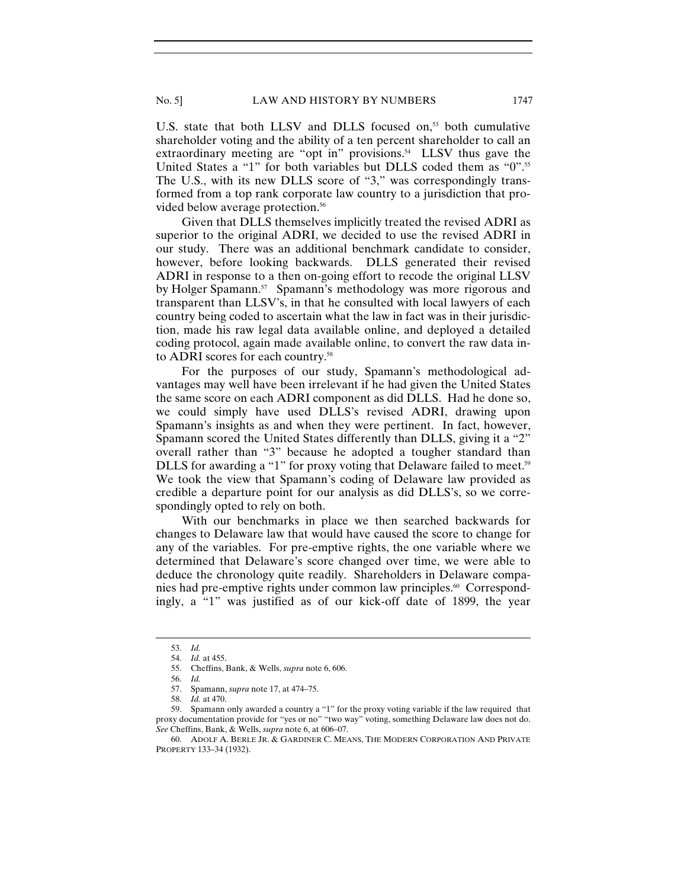U.S. state that both LLSV and DLLS focused on,[53] both cumulative shareholder voting and the ability of a ten percent shareholder to call an extraordinary meeting are "opt in" provisions.[54] LLSV thus gave the United States a "1" for both variables but DLLS coded them as "0".[55] The U.S., with its new DLLS score of "3," was correspondingly transformed from a top rank corporate law country to a jurisdiction that provided below average protection.[56]

Given that DLLS themselves implicitly treated the revised ADRI as superior to the original ADRI, we decided to use the revised ADRI in our study. There was an additional benchmark candidate to consider, however, before looking backwards. DLLS generated their revised ADRI in response to a then on-going effort to recode the original LLSV by Holger Spamann.[57] Spamann's methodology was more rigorous and transparent than LLSV's, in that he consulted with local lawyers of each country being coded to ascertain what the law in fact was in their jurisdiction, made his raw legal data available online, and deployed a detailed coding protocol, again made available online, to convert the raw data into ADRI scores for each country.[58]

For the purposes of our study, Spamann's methodological advantages may well have been irrelevant if he had given the United States the same score on each ADRI component as did DLLS. Had he done so, we could simply have used DLLS's revised ADRI, drawing upon Spamann's insights as and when they were pertinent. In fact, however, Spamann scored the United States differently than DLLS, giving it a "2" overall rather than "3" because he adopted a tougher standard than DLLS for awarding a "1" for proxy voting that Delaware failed to meet.[59] We took the view that Spamann's coding of Delaware law provided as credible a departure point for our analysis as did DLLS's, so we correspondingly opted to rely on both.

With our benchmarks in place we then searched backwards for changes to Delaware law that would have caused the score to change for any of the variables. For pre-emptive rights, the one variable where we determined that Delaware's score changed over time, we were able to deduce the chronology quite readily. Shareholders in Delaware companies had pre-emptive rights under common law principles.[60] Correspondingly, a "1" was justified as of our kick-off date of 1899, the year

---

53. *Id.*

54. *Id.* at 455.

55. Cheffins, Bank, & Wells, *supra* note 6, 606.

56. *Id.*

57. Spamann, *supra* note 17, at 474–75.

58. *Id.* at 470.

59. Spamann only awarded a country a "1" for the proxy voting variable if the law required that proxy documentation provide for "yes or no" "two way" voting, something Delaware law does not do. *See* Cheffins, Bank, & Wells, *supra* note 6, at 606–07.

60. ADOLF A. BERLE JR. & GARDINER C. MEANS, THE MODERN CORPORATION AND PRIVATE PROPERTY 133–34 (1932).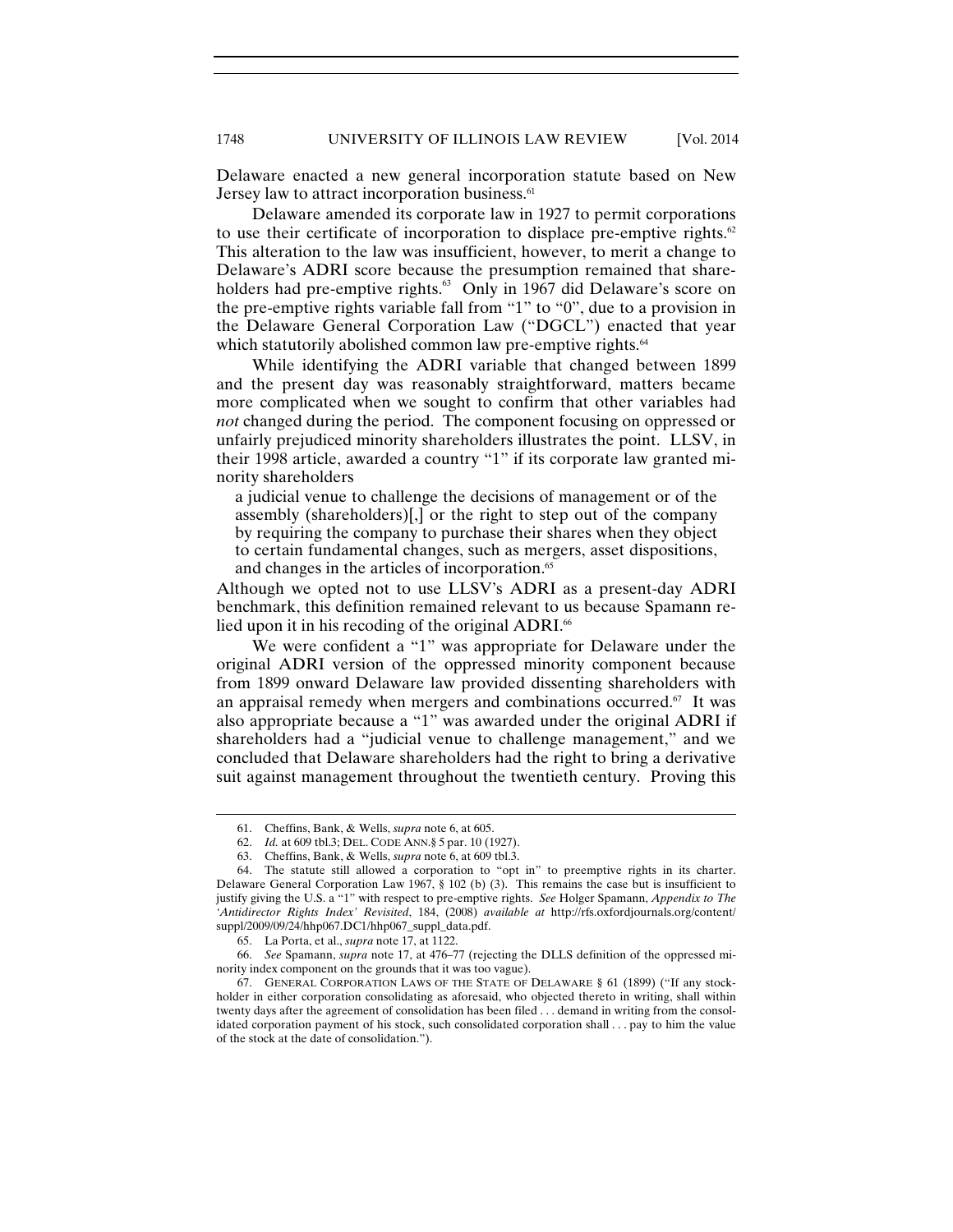Delaware enacted a new general incorporation statute based on New Jersey law to attract incorporation business.[61]

Delaware amended its corporate law in 1927 to permit corporations to use their certificate of incorporation to displace pre-emptive rights.[62] This alteration to the law was insufficient, however, to merit a change to Delaware's ADRI score because the presumption remained that shareholders had pre-emptive rights.[63] Only in 1967 did Delaware's score on the pre-emptive rights variable fall from "1" to "0", due to a provision in the Delaware General Corporation Law ("DGCL") enacted that year which statutorily abolished common law pre-emptive rights.[64]

While identifying the ADRI variable that changed between 1899 and the present day was reasonably straightforward, matters became more complicated when we sought to confirm that other variables had *not* changed during the period. The component focusing on oppressed or unfairly prejudiced minority shareholders illustrates the point. LLSV, in their 1998 article, awarded a country "1" if its corporate law granted minority shareholders

> a judicial venue to challenge the decisions of management or of the assembly (shareholders)[,] or the right to step out of the company by requiring the company to purchase their shares when they object to certain fundamental changes, such as mergers, asset dispositions, and changes in the articles of incorporation.[65]

Although we opted not to use LLSV's ADRI as a present-day ADRI benchmark, this definition remained relevant to us because Spamann relied upon it in his recoding of the original ADRI.[66]

We were confident a "1" was appropriate for Delaware under the original ADRI version of the oppressed minority component because from 1899 onward Delaware law provided dissenting shareholders with an appraisal remedy when mergers and combinations occurred.[67] It was also appropriate because a "1" was awarded under the original ADRI if shareholders had a "judicial venue to challenge management," and we concluded that Delaware shareholders had the right to bring a derivative suit against management throughout the twentieth century. Proving this

---

61. Cheffins, Bank, & Wells, *supra* note 6, at 605.

62. *Id.* at 609 tbl.3; DEL. CODE ANN.§ 5 par. 10 (1927).

63. Cheffins, Bank, & Wells, *supra* note 6, at 609 tbl.3.

64. The statute still allowed a corporation to "opt in" to preemptive rights in its charter. Delaware General Corporation Law 1967, § 102 (b) (3). This remains the case but is insufficient to justify giving the U.S. a "1" with respect to pre-emptive rights. *See* Holger Spamann, *Appendix to The 'Antidirector Rights Index' Revisited*, 184, (2008) *available at* http://rfs.oxfordjournals.org/content/suppl/2009/09/24/hhp067.DC1/hhp067_suppl_data.pdf.

65. La Porta, et al., *supra* note 17, at 1122.

66. *See* Spamann, *supra* note 17, at 476–77 (rejecting the DLLS definition of the oppressed minority index component on the grounds that it was too vague).

67. GENERAL CORPORATION LAWS OF THE STATE OF DELAWARE § 61 (1899) ("If any stockholder in either corporation consolidating as aforesaid, who objected thereto in writing, shall within twenty days after the agreement of consolidation has been filed . . . demand in writing from the consolidated corporation payment of his stock, such consolidated corporation shall . . . pay to him the value of the stock at the date of consolidation.").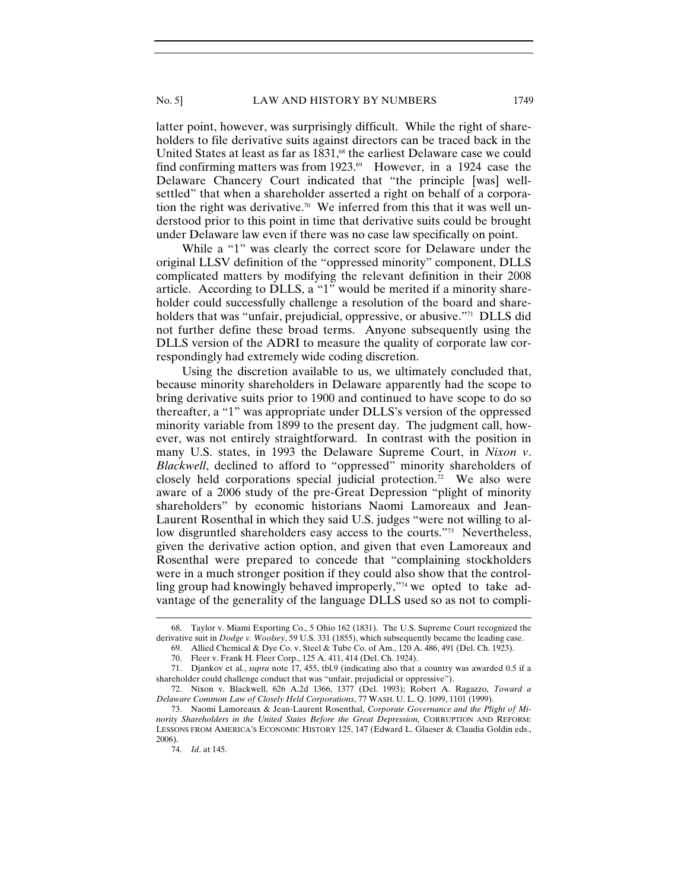latter point, however, was surprisingly difficult. While the right of shareholders to file derivative suits against directors can be traced back in the United States at least as far as 1831,[68] the earliest Delaware case we could find confirming matters was from 1923.[69] However, in a 1924 case the Delaware Chancery Court indicated that "the principle [was] well-settled" that when a shareholder asserted a right on behalf of a corporation the right was derivative.[70] We inferred from this that it was well understood prior to this point in time that derivative suits could be brought under Delaware law even if there was no case law specifically on point.

While a "1" was clearly the correct score for Delaware under the original LLSV definition of the "oppressed minority" component, DLLS complicated matters by modifying the relevant definition in their 2008 article. According to DLLS, a "1" would be merited if a minority shareholder could successfully challenge a resolution of the board and shareholders that was "unfair, prejudicial, oppressive, or abusive."[71] DLLS did not further define these broad terms. Anyone subsequently using the DLLS version of the ADRI to measure the quality of corporate law correspondingly had extremely wide coding discretion.

Using the discretion available to us, we ultimately concluded that, because minority shareholders in Delaware apparently had the scope to bring derivative suits prior to 1900 and continued to have scope to do so thereafter, a "1" was appropriate under DLLS's version of the oppressed minority variable from 1899 to the present day. The judgment call, however, was not entirely straightforward. In contrast with the position in many U.S. states, in 1993 the Delaware Supreme Court, in *Nixon v. Blackwell*, declined to afford to "oppressed" minority shareholders of closely held corporations special judicial protection.[72] We also were aware of a 2006 study of the pre-Great Depression "plight of minority shareholders" by economic historians Naomi Lamoreaux and Jean-Laurent Rosenthal in which they said U.S. judges "were not willing to allow disgruntled shareholders easy access to the courts."[73] Nevertheless, given the derivative action option, and given that even Lamoreaux and Rosenthal were prepared to concede that "complaining stockholders were in a much stronger position if they could also show that the controlling group had knowingly behaved improperly,"[74] we opted to take advantage of the generality of the language DLLS used so as not to compli-

---

68. Taylor v. Miami Exporting Co., 5 Ohio 162 (1831). The U.S. Supreme Court recognized the derivative suit in *Dodge v. Woolsey*, 59 U.S. 331 (1855), which subsequently became the leading case.

69. Allied Chemical & Dye Co. v. Steel & Tube Co. of Am., 120 A. 486, 491 (Del. Ch. 1923).

70. Fleer v. Frank H. Fleer Corp., 125 A. 411, 414 (Del. Ch. 1924).

71. Djankov et al., *supra* note 17, 455, tbl.9 (indicating also that a country was awarded 0.5 if a shareholder could challenge conduct that was "unfair, prejudicial or oppressive").

72. Nixon v. Blackwell, 626 A.2d 1366, 1377 (Del. 1993); Robert A. Ragazzo, *Toward a Delaware Common Law of Closely Held Corporations*, 77 WASH. U. L. Q. 1099, 1101 (1999).

73. Naomi Lamoreaux & Jean-Laurent Rosenthal, *Corporate Governance and the Plight of Minority Shareholders in the United States Before the Great Depression,* CORRUPTION AND REFORM: LESSONS FROM AMERICA'S ECONOMIC HISTORY 125, 147 (Edward L. Glaeser & Claudia Goldin eds., 2006).

74. *Id*. at 145.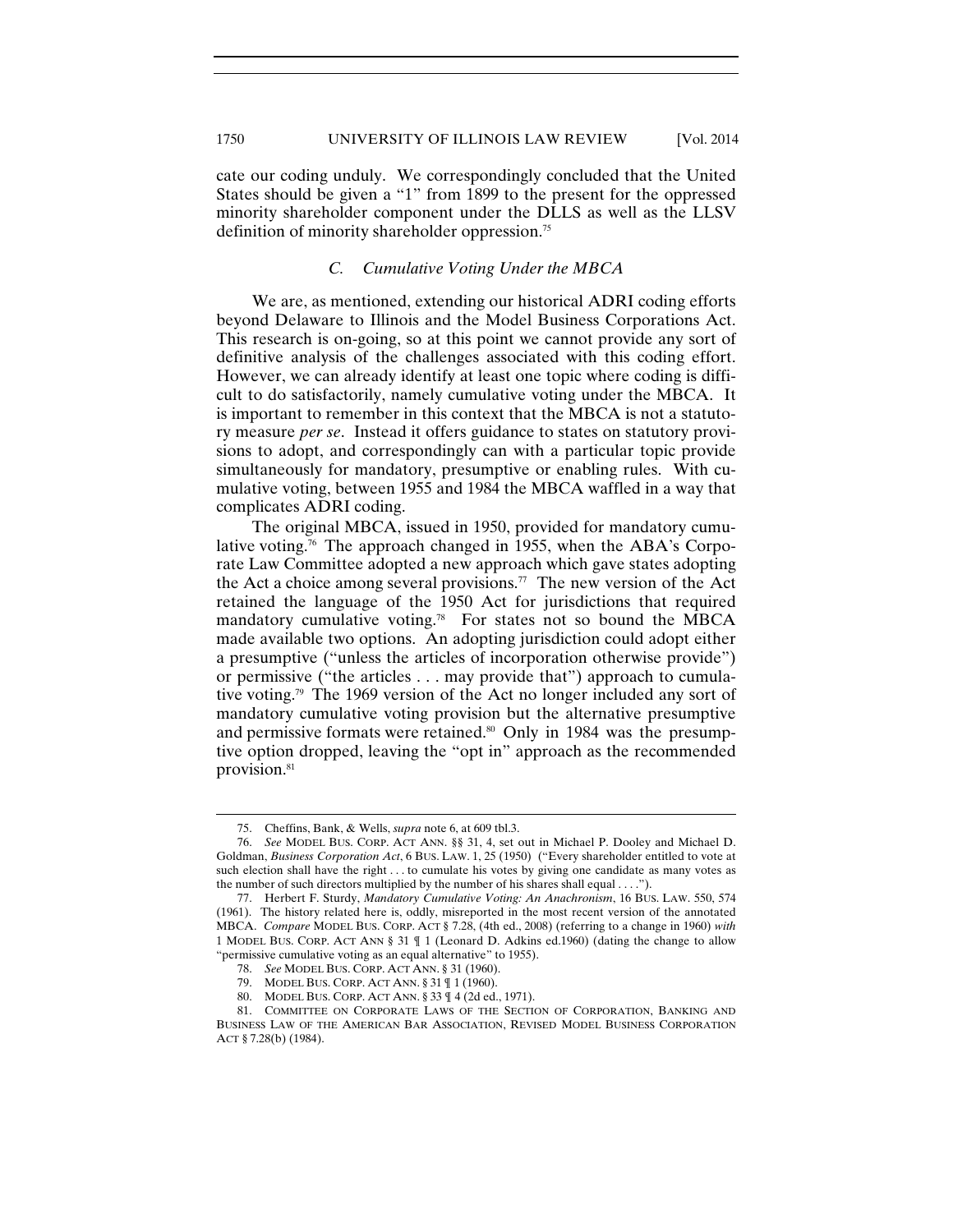cate our coding unduly. We correspondingly concluded that the United States should be given a "1" from 1899 to the present for the oppressed minority shareholder component under the DLLS as well as the LLSV definition of minority shareholder oppression.[75]

### *C. Cumulative Voting Under the MBCA*

We are, as mentioned, extending our historical ADRI coding efforts beyond Delaware to Illinois and the Model Business Corporations Act. This research is on-going, so at this point we cannot provide any sort of definitive analysis of the challenges associated with this coding effort. However, we can already identify at least one topic where coding is difficult to do satisfactorily, namely cumulative voting under the MBCA. It is important to remember in this context that the MBCA is not a statutory measure *per se*. Instead it offers guidance to states on statutory provisions to adopt, and correspondingly can with a particular topic provide simultaneously for mandatory, presumptive or enabling rules. With cumulative voting, between 1955 and 1984 the MBCA waffled in a way that complicates ADRI coding.

The original MBCA, issued in 1950, provided for mandatory cumulative voting.[76] The approach changed in 1955, when the ABA's Corporate Law Committee adopted a new approach which gave states adopting the Act a choice among several provisions.[77] The new version of the Act retained the language of the 1950 Act for jurisdictions that required mandatory cumulative voting.[78] For states not so bound the MBCA made available two options. An adopting jurisdiction could adopt either a presumptive ("unless the articles of incorporation otherwise provide") or permissive ("the articles . . . may provide that") approach to cumulative voting.[79] The 1969 version of the Act no longer included any sort of mandatory cumulative voting provision but the alternative presumptive and permissive formats were retained.[80] Only in 1984 was the presumptive option dropped, leaving the "opt in" approach as the recommended provision.[81]

---

75. Cheffins, Bank, & Wells, *supra* note 6, at 609 tbl.3.

76. *See* MODEL BUS. CORP. ACT ANN. §§ 31, 4, set out in Michael P. Dooley and Michael D. Goldman, *Business Corporation Act*, 6 BUS. LAW. 1, 25 (1950) ("Every shareholder entitled to vote at such election shall have the right . . . to cumulate his votes by giving one candidate as many votes as the number of such directors multiplied by the number of his shares shall equal . . . .").

77. Herbert F. Sturdy, *Mandatory Cumulative Voting: An Anachronism*, 16 BUS. LAW. 550, 574 (1961). The history related here is, oddly, misreported in the most recent version of the annotated MBCA. *Compare* MODEL BUS. CORP. ACT § 7.28, (4th ed., 2008) (referring to a change in 1960) *with* 1 MODEL BUS. CORP. ACT ANN § 31 ¶ 1 (Leonard D. Adkins ed.1960) (dating the change to allow "permissive cumulative voting as an equal alternative" to 1955).

78. *See* MODEL BUS. CORP. ACT ANN. § 31 (1960).

79. MODEL BUS. CORP. ACT ANN. § 31 ¶ 1 (1960).

80. MODEL BUS. CORP. ACT ANN. § 33 ¶ 4 (2d ed., 1971).

81. COMMITTEE ON CORPORATE LAWS OF THE SECTION OF CORPORATION, BANKING AND BUSINESS LAW OF THE AMERICAN BAR ASSOCIATION, REVISED MODEL BUSINESS CORPORATION ACT § 7.28(b) (1984).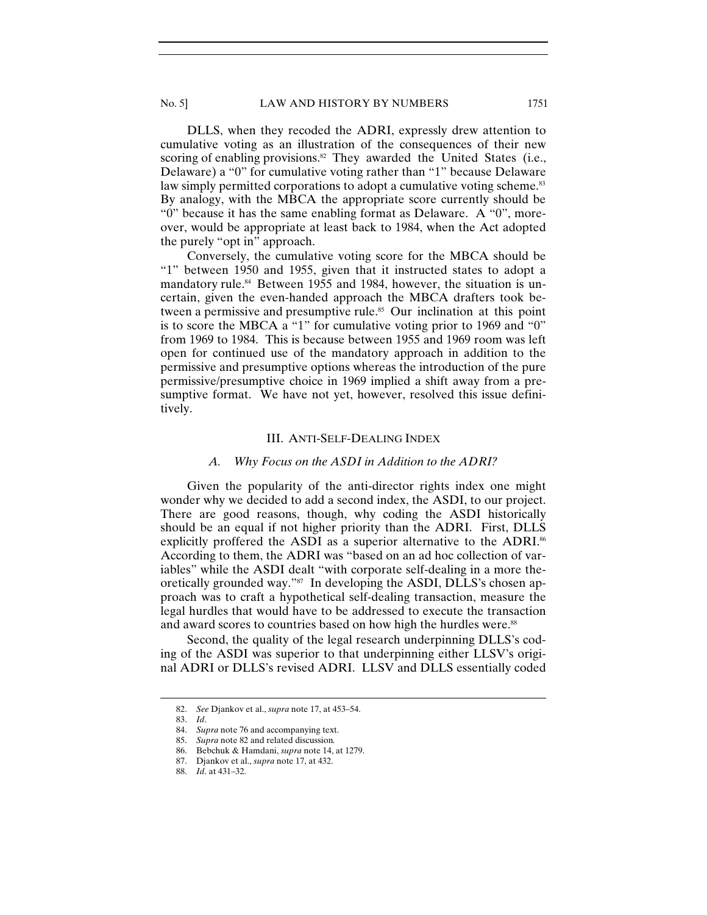DLLS, when they recoded the ADRI, expressly drew attention to cumulative voting as an illustration of the consequences of their new scoring of enabling provisions.[82] They awarded the United States (i.e., Delaware) a "0" for cumulative voting rather than "1" because Delaware law simply permitted corporations to adopt a cumulative voting scheme.[83] By analogy, with the MBCA the appropriate score currently should be "0" because it has the same enabling format as Delaware. A "0", moreover, would be appropriate at least back to 1984, when the Act adopted the purely "opt in" approach.

Conversely, the cumulative voting score for the MBCA should be "1" between 1950 and 1955, given that it instructed states to adopt a mandatory rule.[84] Between 1955 and 1984, however, the situation is uncertain, given the even-handed approach the MBCA drafters took between a permissive and presumptive rule.[85] Our inclination at this point is to score the MBCA a "1" for cumulative voting prior to 1969 and "0" from 1969 to 1984. This is because between 1955 and 1969 room was left open for continued use of the mandatory approach in addition to the permissive and presumptive options whereas the introduction of the pure permissive/presumptive choice in 1969 implied a shift away from a presumptive format. We have not yet, however, resolved this issue definitively.

## III. ANTI-SELF-DEALING INDEX

### *A. Why Focus on the ASDI in Addition to the ADRI?*

Given the popularity of the anti-director rights index one might wonder why we decided to add a second index, the ASDI, to our project. There are good reasons, though, why coding the ASDI historically should be an equal if not higher priority than the ADRI. First, DLLS explicitly proffered the ASDI as a superior alternative to the ADRI.[86] According to them, the ADRI was "based on an ad hoc collection of variables" while the ASDI dealt "with corporate self-dealing in a more theoretically grounded way."[87] In developing the ASDI, DLLS's chosen approach was to craft a hypothetical self-dealing transaction, measure the legal hurdles that would have to be addressed to execute the transaction and award scores to countries based on how high the hurdles were.[88]

Second, the quality of the legal research underpinning DLLS's coding of the ASDI was superior to that underpinning either LLSV's original ADRI or DLLS's revised ADRI. LLSV and DLLS essentially coded

---

82. *See* Djankov et al., *supra* note 17, at 453–54.

83. *Id*.

84. *Supra* note 76 and accompanying text.

85. *Supra* note 82 and related discussion.

86. Bebchuk & Hamdani, *supra* note 14, at 1279.

87. Djankov et al., *supra* note 17, at 432.

88. *Id*. at 431–32.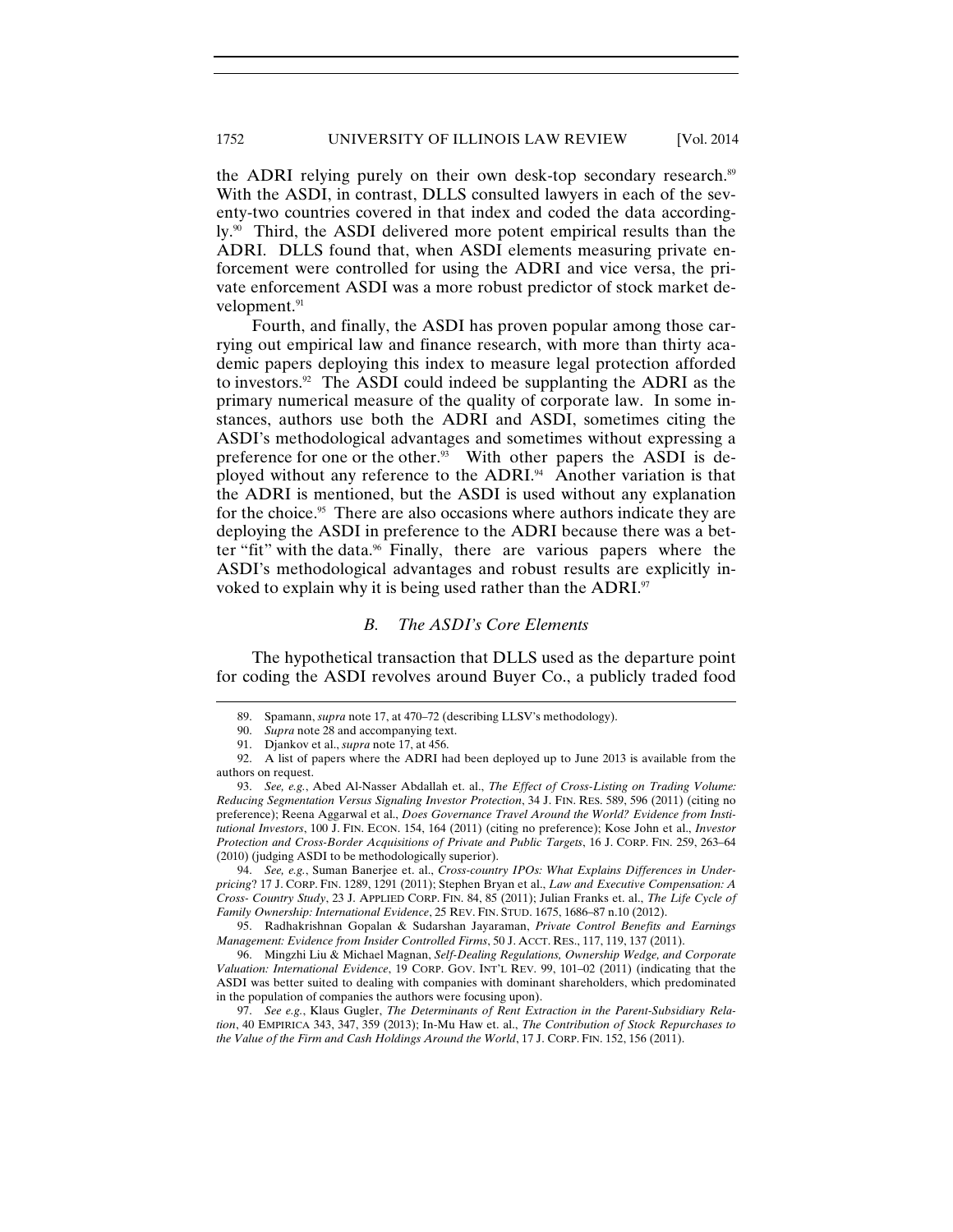the ADRI relying purely on their own desk-top secondary research.[89] With the ASDI, in contrast, DLLS consulted lawyers in each of the seventy-two countries covered in that index and coded the data accordingly.[90] Third, the ASDI delivered more potent empirical results than the ADRI. DLLS found that, when ASDI elements measuring private enforcement were controlled for using the ADRI and vice versa, the private enforcement ASDI was a more robust predictor of stock market development.[91]

Fourth, and finally, the ASDI has proven popular among those carrying out empirical law and finance research, with more than thirty academic papers deploying this index to measure legal protection afforded to investors.[92] The ASDI could indeed be supplanting the ADRI as the primary numerical measure of the quality of corporate law. In some instances, authors use both the ADRI and ASDI, sometimes citing the ASDI's methodological advantages and sometimes without expressing a preference for one or the other.[93] With other papers the ASDI is deployed without any reference to the ADRI.[94] Another variation is that the ADRI is mentioned, but the ASDI is used without any explanation for the choice.[95] There are also occasions where authors indicate they are deploying the ASDI in preference to the ADRI because there was a better "fit" with the data.[96] Finally, there are various papers where the ASDI's methodological advantages and robust results are explicitly invoked to explain why it is being used rather than the ADRI.[97]

### *B. The ASDI's Core Elements*

The hypothetical transaction that DLLS used as the departure point for coding the ASDI revolves around Buyer Co., a publicly traded food

---

89. Spamann, *supra* note 17, at 470–72 (describing LLSV's methodology).

90. *Supra* note 28 and accompanying text.

91. Djankov et al., *supra* note 17, at 456.

92. A list of papers where the ADRI had been deployed up to June 2013 is available from the authors on request.

93. *See, e.g.*, Abed Al-Nasser Abdallah et. al., *The Effect of Cross-Listing on Trading Volume: Reducing Segmentation Versus Signaling Investor Protection*, 34 J. FIN. RES. 589, 596 (2011) (citing no preference); Reena Aggarwal et al., *Does Governance Travel Around the World? Evidence from Institutional Investors*, 100 J. FIN. ECON. 154, 164 (2011) (citing no preference); Kose John et al., *Investor Protection and Cross-Border Acquisitions of Private and Public Targets*, 16 J. CORP. FIN. 259, 263–64 (2010) (judging ASDI to be methodologically superior).

94. *See, e.g.*, Suman Banerjee et. al., *Cross-country IPOs: What Explains Differences in Underpricing*? 17 J. CORP. FIN. 1289, 1291 (2011); Stephen Bryan et al., *Law and Executive Compensation: A Cross- Country Study*, 23 J. APPLIED CORP. FIN. 84, 85 (2011); Julian Franks et. al., *The Life Cycle of Family Ownership: International Evidence*, 25 REV. FIN. STUD. 1675, 1686–87 n.10 (2012).

95. Radhakrishnan Gopalan & Sudarshan Jayaraman, *Private Control Benefits and Earnings Management: Evidence from Insider Controlled Firms*, 50 J. ACCT. RES., 117, 119, 137 (2011).

96. Mingzhi Liu & Michael Magnan, *Self-Dealing Regulations, Ownership Wedge, and Corporate Valuation: International Evidence*, 19 CORP. GOV. INT'L REV. 99, 101–02 (2011) (indicating that the ASDI was better suited to dealing with companies with dominant shareholders, which predominated in the population of companies the authors were focusing upon).

97. *See e.g.*, Klaus Gugler, *The Determinants of Rent Extraction in the Parent-Subsidiary Relation*, 40 EMPIRICA 343, 347, 359 (2013); In-Mu Haw et. al., *The Contribution of Stock Repurchases to the Value of the Firm and Cash Holdings Around the World*, 17 J. CORP. FIN. 152, 156 (2011).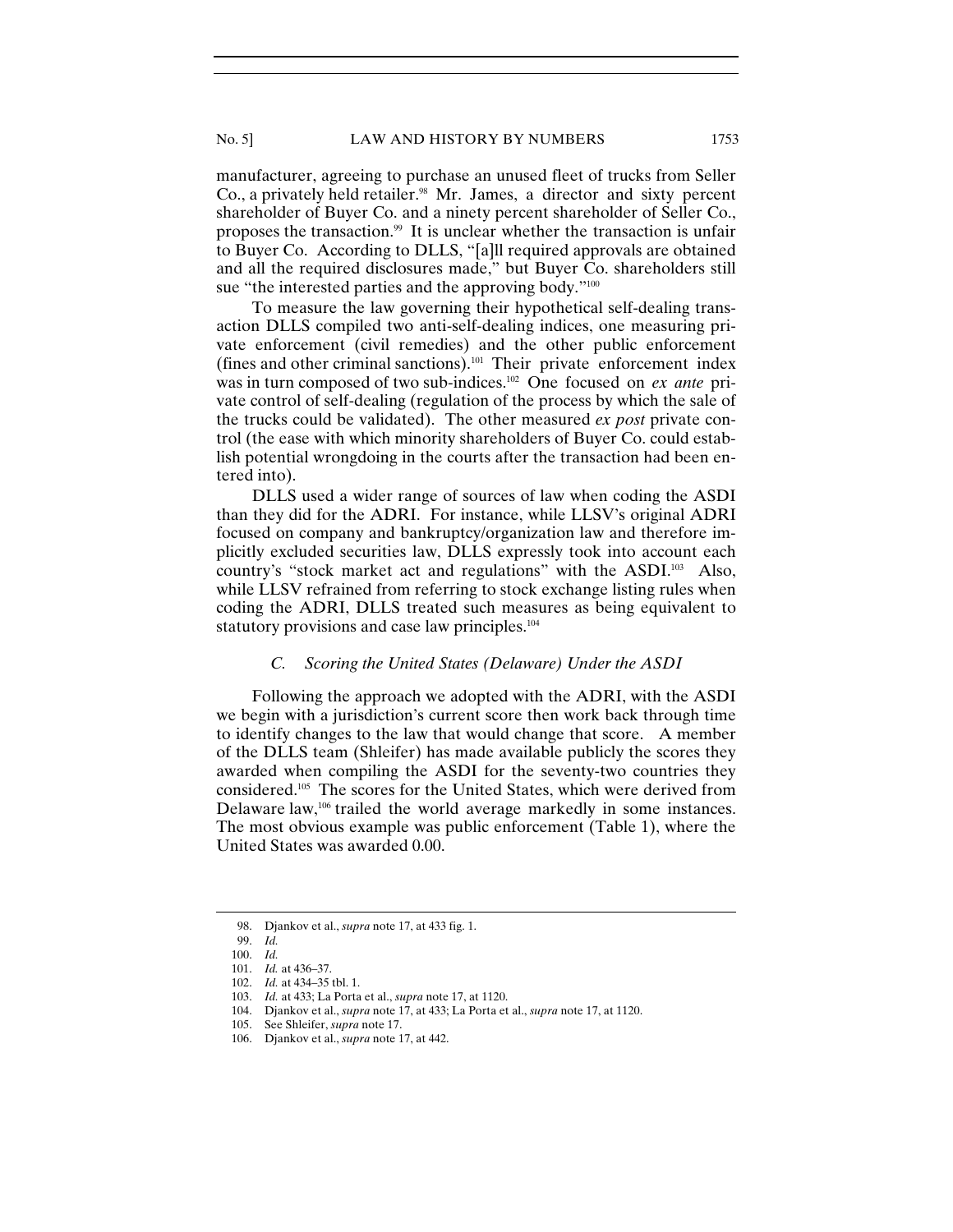manufacturer, agreeing to purchase an unused fleet of trucks from Seller Co., a privately held retailer.[98] Mr. James, a director and sixty percent shareholder of Buyer Co. and a ninety percent shareholder of Seller Co., proposes the transaction.[99] It is unclear whether the transaction is unfair to Buyer Co. According to DLLS, "[a]ll required approvals are obtained and all the required disclosures made," but Buyer Co. shareholders still sue "the interested parties and the approving body."[100]

To measure the law governing their hypothetical self-dealing transaction DLLS compiled two anti-self-dealing indices, one measuring private enforcement (civil remedies) and the other public enforcement (fines and other criminal sanctions).[101] Their private enforcement index was in turn composed of two sub-indices.[102] One focused on *ex ante* private control of self-dealing (regulation of the process by which the sale of the trucks could be validated). The other measured *ex post* private control (the ease with which minority shareholders of Buyer Co. could establish potential wrongdoing in the courts after the transaction had been entered into).

DLLS used a wider range of sources of law when coding the ASDI than they did for the ADRI. For instance, while LLSV's original ADRI focused on company and bankruptcy/organization law and therefore implicitly excluded securities law, DLLS expressly took into account each country's "stock market act and regulations" with the ASDI.[103] Also, while LLSV refrained from referring to stock exchange listing rules when coding the ADRI, DLLS treated such measures as being equivalent to statutory provisions and case law principles.[104]

### *C. Scoring the United States (Delaware) Under the ASDI*

Following the approach we adopted with the ADRI, with the ASDI we begin with a jurisdiction's current score then work back through time to identify changes to the law that would change that score. A member of the DLLS team (Shleifer) has made available publicly the scores they awarded when compiling the ASDI for the seventy-two countries they considered.[105] The scores for the United States, which were derived from Delaware law,[106] trailed the world average markedly in some instances. The most obvious example was public enforcement (Table 1), where the United States was awarded 0.00.

---

98. Djankov et al., *supra* note 17, at 433 fig. 1.

99. *Id.*

100. *Id.*

101. *Id.* at 436–37.

102. *Id.* at 434–35 tbl. 1.

103. *Id.* at 433; La Porta et al., *supra* note 17, at 1120.

104. Djankov et al., *supra* note 17, at 433; La Porta et al., *supra* note 17, at 1120.

105. See Shleifer, *supra* note 17.

106. Djankov et al., *supra* note 17, at 442.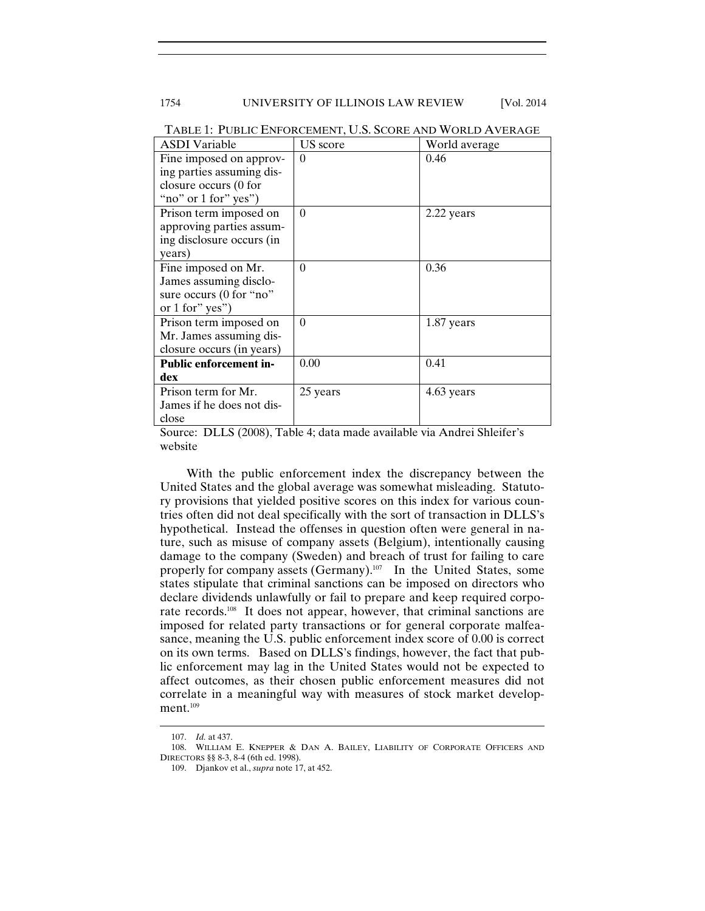TABLE 1: PUBLIC ENFORCEMENT, U.S. SCORE AND WORLD AVERAGE

| ASDI Variable | US score | World average |
|---|---|---|
| Fine imposed on approving parties assuming disclosure occurs (0 for "no" or 1 for" yes") | 0 | 0.46 |
| Prison term imposed on approving parties assuming disclosure occurs (in years) | 0 | 2.22 years |
| Fine imposed on Mr. James assuming disclosure occurs (0 for "no" or 1 for" yes") | 0 | 0.36 |
| Prison term imposed on Mr. James assuming disclosure occurs (in years) | 0 | 1.87 years |
| **Public enforcement index** | 0.00 | 0.41 |
| Prison term for Mr. James if he does not disclose | 25 years | 4.63 years |

Source: DLLS (2008), Table 4; data made available via Andrei Shleifer's website

With the public enforcement index the discrepancy between the United States and the global average was somewhat misleading. Statutory provisions that yielded positive scores on this index for various countries often did not deal specifically with the sort of transaction in DLLS's hypothetical. Instead the offenses in question often were general in nature, such as misuse of company assets (Belgium), intentionally causing damage to the company (Sweden) and breach of trust for failing to care properly for company assets (Germany).[107] In the United States, some states stipulate that criminal sanctions can be imposed on directors who declare dividends unlawfully or fail to prepare and keep required corporate records.[108] It does not appear, however, that criminal sanctions are imposed for related party transactions or for general corporate malfeasance, meaning the U.S. public enforcement index score of 0.00 is correct on its own terms. Based on DLLS's findings, however, the fact that public enforcement may lag in the United States would not be expected to affect outcomes, as their chosen public enforcement measures did not correlate in a meaningful way with measures of stock market development.[109]

107. *Id.* at 437.

108. WILLIAM E. KNEPPER & DAN A. BAILEY, LIABILITY OF CORPORATE OFFICERS AND DIRECTORS §§ 8-3, 8-4 (6th ed. 1998).

109. Djankov et al., *supra* note 17, at 452.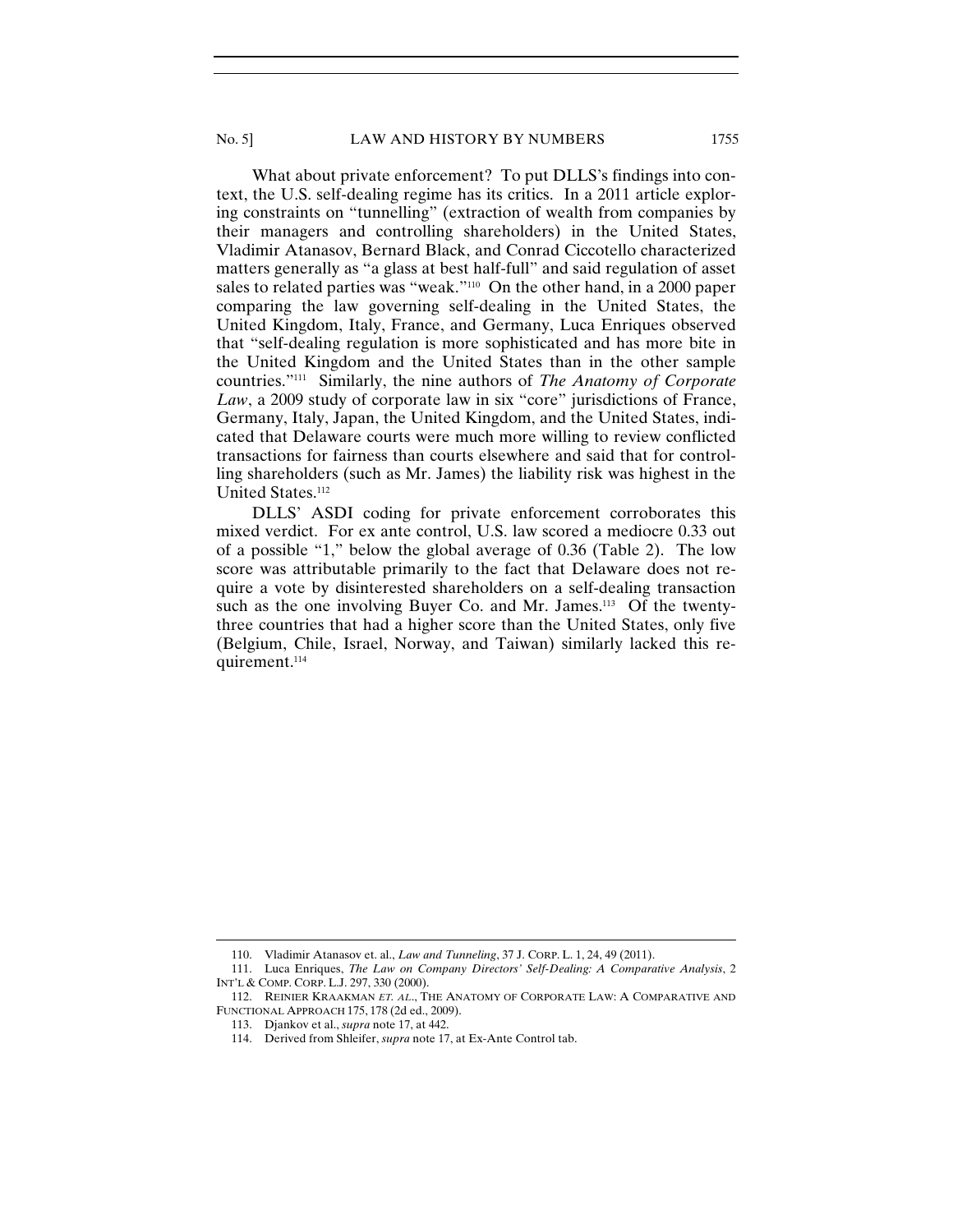What about private enforcement? To put DLLS's findings into context, the U.S. self-dealing regime has its critics. In a 2011 article exploring constraints on "tunnelling" (extraction of wealth from companies by their managers and controlling shareholders) in the United States, Vladimir Atanasov, Bernard Black, and Conrad Ciccotello characterized matters generally as "a glass at best half-full" and said regulation of asset sales to related parties was "weak."[110] On the other hand, in a 2000 paper comparing the law governing self-dealing in the United States, the United Kingdom, Italy, France, and Germany, Luca Enriques observed that "self-dealing regulation is more sophisticated and has more bite in the United Kingdom and the United States than in the other sample countries."[111] Similarly, the nine authors of *The Anatomy of Corporate Law*, a 2009 study of corporate law in six "core" jurisdictions of France, Germany, Italy, Japan, the United Kingdom, and the United States, indicated that Delaware courts were much more willing to review conflicted transactions for fairness than courts elsewhere and said that for controlling shareholders (such as Mr. James) the liability risk was highest in the United States.[112]

DLLS' ASDI coding for private enforcement corroborates this mixed verdict. For ex ante control, U.S. law scored a mediocre 0.33 out of a possible "1," below the global average of 0.36 (Table 2). The low score was attributable primarily to the fact that Delaware does not require a vote by disinterested shareholders on a self-dealing transaction such as the one involving Buyer Co. and Mr. James.[113] Of the twenty-three countries that had a higher score than the United States, only five (Belgium, Chile, Israel, Norway, and Taiwan) similarly lacked this requirement.[114]

---

110. Vladimir Atanasov et. al., *Law and Tunneling*, 37 J. CORP. L. 1, 24, 49 (2011).

111. Luca Enriques, *The Law on Company Directors' Self-Dealing: A Comparative Analysis*, 2 INT'L & COMP. CORP. L.J. 297, 330 (2000).

112. REINIER KRAAKMAN *ET. AL.*, THE ANATOMY OF CORPORATE LAW: A COMPARATIVE AND FUNCTIONAL APPROACH 175, 178 (2d ed., 2009).

113. Djankov et al., *supra* note 17, at 442.

114. Derived from Shleifer, *supra* note 17, at Ex-Ante Control tab.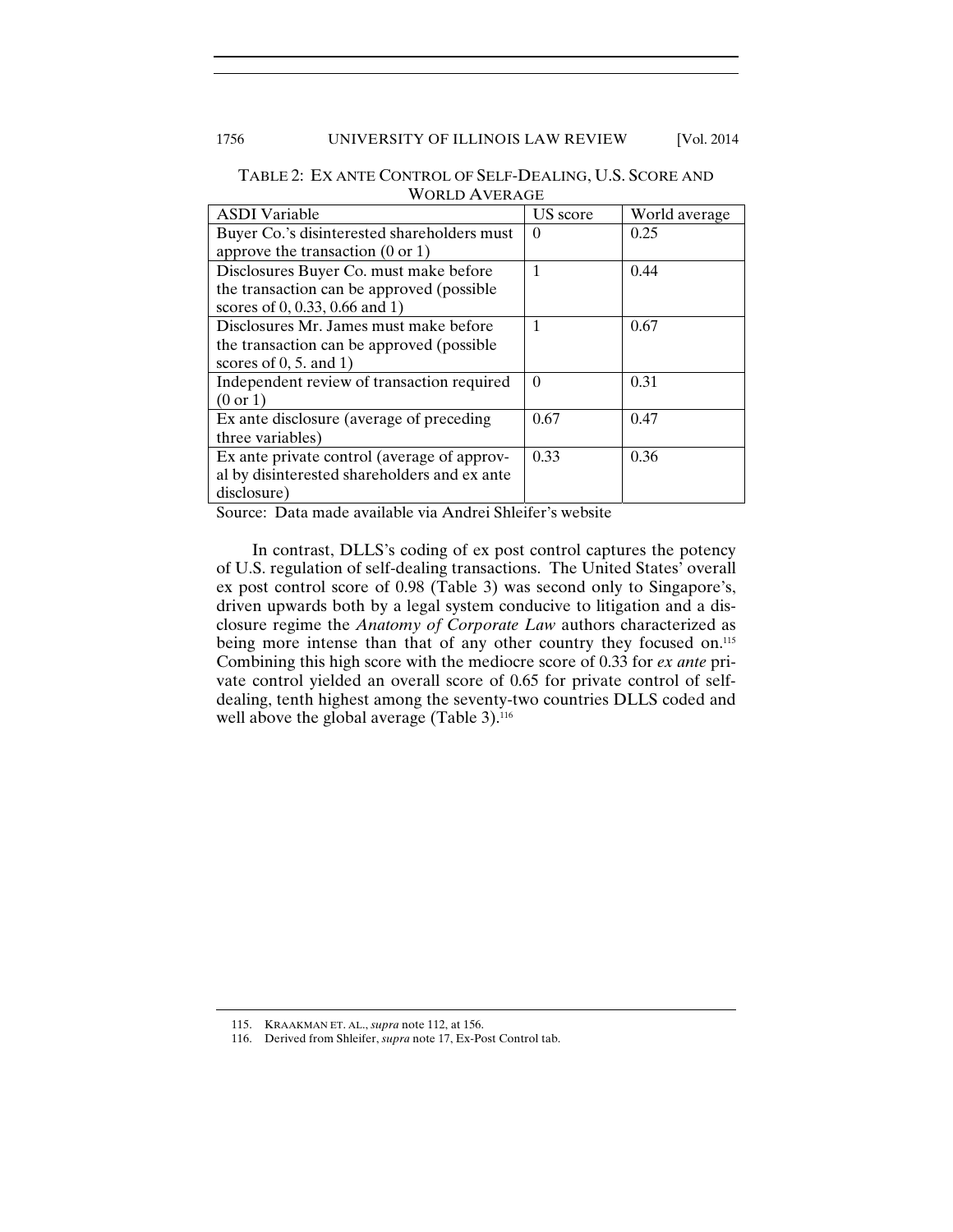TABLE 2: EX ANTE CONTROL OF SELF-DEALING, U.S. SCORE AND WORLD AVERAGE

| ASDI Variable | US score | World average |
|---|---|---|
| Buyer Co.'s disinterested shareholders must approve the transaction (0 or 1) | 0 | 0.25 |
| Disclosures Buyer Co. must make before the transaction can be approved (possible scores of 0, 0.33, 0.66 and 1) | 1 | 0.44 |
| Disclosures Mr. James must make before the transaction can be approved (possible scores of 0, 5. and 1) | 1 | 0.67 |
| Independent review of transaction required (0 or 1) | 0 | 0.31 |
| Ex ante disclosure (average of preceding three variables) | 0.67 | 0.47 |
| Ex ante private control (average of approval by disinterested shareholders and ex ante disclosure) | 0.33 | 0.36 |

Source: Data made available via Andrei Shleifer's website

In contrast, DLLS's coding of ex post control captures the potency of U.S. regulation of self-dealing transactions. The United States' overall ex post control score of 0.98 (Table 3) was second only to Singapore's, driven upwards both by a legal system conducive to litigation and a disclosure regime the *Anatomy of Corporate Law* authors characterized as being more intense than that of any other country they focused on.[115] Combining this high score with the mediocre score of 0.33 for *ex ante* private control yielded an overall score of 0.65 for private control of self-dealing, tenth highest among the seventy-two countries DLLS coded and well above the global average (Table 3).[116]

115. KRAAKMAN ET. AL., *supra* note 112, at 156.

116. Derived from Shleifer, *supra* note 17, Ex-Post Control tab.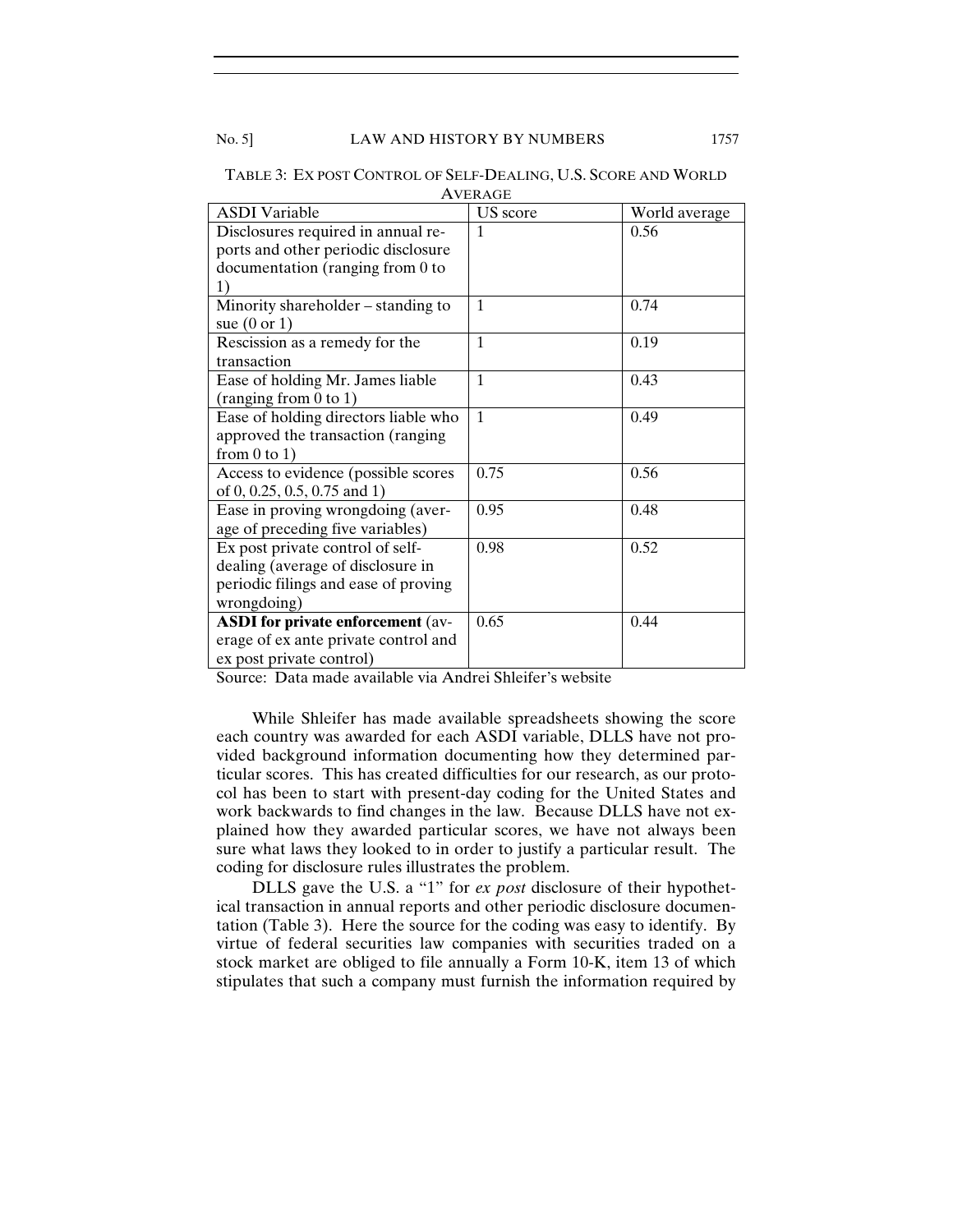TABLE 3: EX POST CONTROL OF SELF-DEALING, U.S. SCORE AND WORLD AVERAGE

| ASDI Variable | US score | World average |
|---|---|---|
| Disclosures required in annual reports and other periodic disclosure documentation (ranging from 0 to 1) | 1 | 0.56 |
| Minority shareholder – standing to sue (0 or 1) | 1 | 0.74 |
| Rescission as a remedy for the transaction | 1 | 0.19 |
| Ease of holding Mr. James liable (ranging from 0 to 1) | 1 | 0.43 |
| Ease of holding directors liable who approved the transaction (ranging from 0 to 1) | 1 | 0.49 |
| Access to evidence (possible scores of 0, 0.25, 0.5, 0.75 and 1) | 0.75 | 0.56 |
| Ease in proving wrongdoing (average of preceding five variables) | 0.95 | 0.48 |
| Ex post private control of self-dealing (average of disclosure in periodic filings and ease of proving wrongdoing) | 0.98 | 0.52 |
| **ASDI for private enforcement** (average of ex ante private control and ex post private control) | 0.65 | 0.44 |

Source: Data made available via Andrei Shleifer's website

While Shleifer has made available spreadsheets showing the score each country was awarded for each ASDI variable, DLLS have not provided background information documenting how they determined particular scores. This has created difficulties for our research, as our protocol has been to start with present-day coding for the United States and work backwards to find changes in the law. Because DLLS have not explained how they awarded particular scores, we have not always been sure what laws they looked to in order to justify a particular result. The coding for disclosure rules illustrates the problem.

DLLS gave the U.S. a "1" for *ex post* disclosure of their hypothetical transaction in annual reports and other periodic disclosure documentation (Table 3). Here the source for the coding was easy to identify. By virtue of federal securities law companies with securities traded on a stock market are obliged to file annually a Form 10-K, item 13 of which stipulates that such a company must furnish the information required by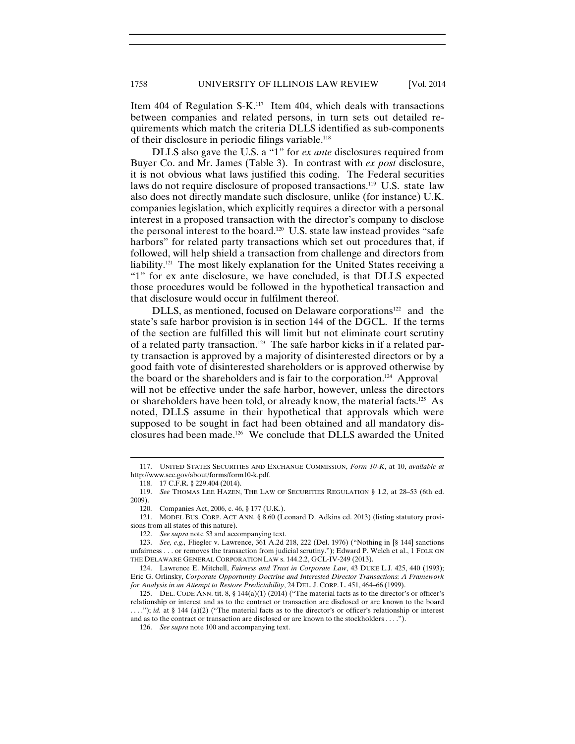Item 404 of Regulation S-K.[117] Item 404, which deals with transactions between companies and related persons, in turn sets out detailed requirements which match the criteria DLLS identified as sub-components of their disclosure in periodic filings variable.[118]

DLLS also gave the U.S. a "1" for *ex ante* disclosures required from Buyer Co. and Mr. James (Table 3). In contrast with *ex post* disclosure, it is not obvious what laws justified this coding. The Federal securities laws do not require disclosure of proposed transactions.[119] U.S. state law also does not directly mandate such disclosure, unlike (for instance) U.K. companies legislation, which explicitly requires a director with a personal interest in a proposed transaction with the director's company to disclose the personal interest to the board.[120] U.S. state law instead provides "safe harbors" for related party transactions which set out procedures that, if followed, will help shield a transaction from challenge and directors from liability.[121] The most likely explanation for the United States receiving a "1" for ex ante disclosure, we have concluded, is that DLLS expected those procedures would be followed in the hypothetical transaction and that disclosure would occur in fulfilment thereof.

DLLS, as mentioned, focused on Delaware corporations[122] and the state's safe harbor provision is in section 144 of the DGCL. If the terms of the section are fulfilled this will limit but not eliminate court scrutiny of a related party transaction.[123] The safe harbor kicks in if a related party transaction is approved by a majority of disinterested directors or by a good faith vote of disinterested shareholders or is approved otherwise by the board or the shareholders and is fair to the corporation.[124] Approval will not be effective under the safe harbor, however, unless the directors or shareholders have been told, or already know, the material facts.[125] As noted, DLLS assume in their hypothetical that approvals which were supposed to be sought in fact had been obtained and all mandatory disclosures had been made.[126] We conclude that DLLS awarded the United

---

117. UNITED STATES SECURITIES AND EXCHANGE COMMISSION, *Form 10-K*, at 10, *available at* http://www.sec.gov/about/forms/form10-k.pdf.

118. 17 C.F.R. § 229.404 (2014).

119. *See* THOMAS LEE HAZEN, THE LAW OF SECURITIES REGULATION § 1.2, at 28–53 (6th ed. 2009).

120. Companies Act, 2006, c. 46, § 177 (U.K.).

121. MODEL BUS. CORP. ACT ANN. § 8.60 (Leonard D. Adkins ed. 2013) (listing statutory provisions from all states of this nature).

122. *See supra* note 53 and accompanying text.

123. *See, e.g.,* Fliegler v. Lawrence, 361 A.2d 218, 222 (Del. 1976) ("Nothing in [§ 144] sanctions unfairness . . . or removes the transaction from judicial scrutiny."); Edward P. Welch et al., 1 FOLK ON THE DELAWARE GENERAL CORPORATION LAW s. 144.2.2, GCL-IV-249 (2013).

124. Lawrence E. Mitchell, *Fairness and Trust in Corporate Law*, 43 DUKE L.J. 425, 440 (1993); Eric G. Orlinsky, *Corporate Opportunity Doctrine and Interested Director Transactions: A Framework for Analysis in an Attempt to Restore Predictability*, 24 DEL. J. CORP. L. 451, 464–66 (1999).

125. DEL. CODE ANN. tit. 8, § 144(a)(1) (2014) ("The material facts as to the director's or officer's relationship or interest and as to the contract or transaction are disclosed or are known to the board . . . ."); *id.* at § 144 (a)(2) ("The material facts as to the director's or officer's relationship or interest and as to the contract or transaction are disclosed or are known to the stockholders . . . .").

126. *See supra* note 100 and accompanying text.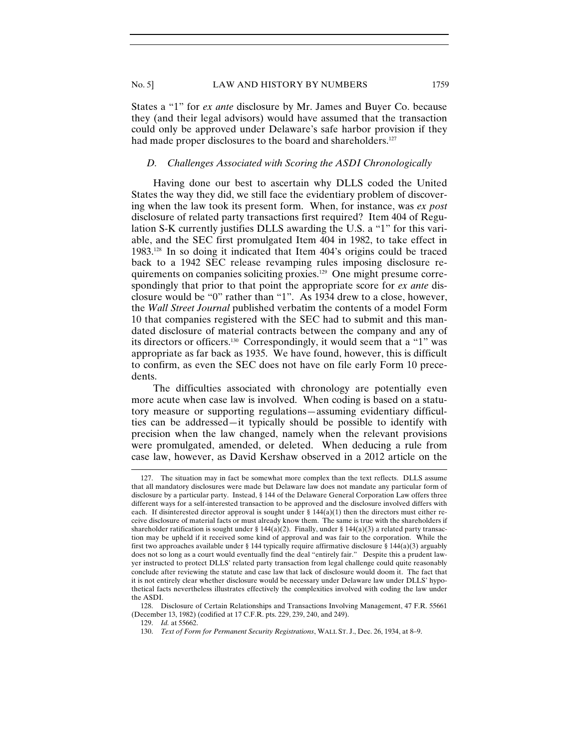States a "1" for *ex ante* disclosure by Mr. James and Buyer Co. because they (and their legal advisors) would have assumed that the transaction could only be approved under Delaware's safe harbor provision if they had made proper disclosures to the board and shareholders.[127]

### *D. Challenges Associated with Scoring the ASDI Chronologically*

Having done our best to ascertain why DLLS coded the United States the way they did, we still face the evidentiary problem of discovering when the law took its present form. When, for instance, was *ex post* disclosure of related party transactions first required? Item 404 of Regulation S-K currently justifies DLLS awarding the U.S. a "1" for this variable, and the SEC first promulgated Item 404 in 1982, to take effect in 1983.[128] In so doing it indicated that Item 404's origins could be traced back to a 1942 SEC release revamping rules imposing disclosure requirements on companies soliciting proxies.[129] One might presume correspondingly that prior to that point the appropriate score for *ex ante* disclosure would be "0" rather than "1". As 1934 drew to a close, however, the *Wall Street Journal* published verbatim the contents of a model Form 10 that companies registered with the SEC had to submit and this mandated disclosure of material contracts between the company and any of its directors or officers.[130] Correspondingly, it would seem that a "1" was appropriate as far back as 1935. We have found, however, this is difficult to confirm, as even the SEC does not have on file early Form 10 precedents.

The difficulties associated with chronology are potentially even more acute when case law is involved. When coding is based on a statutory measure or supporting regulations—assuming evidentiary difficulties can be addressed—it typically should be possible to identify with precision when the law changed, namely when the relevant provisions were promulgated, amended, or deleted. When deducing a rule from case law, however, as David Kershaw observed in a 2012 article on the

---

127. The situation may in fact be somewhat more complex than the text reflects. DLLS assume that all mandatory disclosures were made but Delaware law does not mandate any particular form of disclosure by a particular party. Instead, § 144 of the Delaware General Corporation Law offers three different ways for a self-interested transaction to be approved and the disclosure involved differs with each. If disinterested director approval is sought under § 144(a)(1) then the directors must either receive disclosure of material facts or must already know them. The same is true with the shareholders if shareholder ratification is sought under § 144(a)(2). Finally, under § 144(a)(3) a related party transaction may be upheld if it received some kind of approval and was fair to the corporation. While the first two approaches available under § 144 typically require affirmative disclosure § 144(a)(3) arguably does not so long as a court would eventually find the deal "entirely fair." Despite this a prudent lawyer instructed to protect DLLS' related party transaction from legal challenge could quite reasonably conclude after reviewing the statute and case law that lack of disclosure would doom it. The fact that it is not entirely clear whether disclosure would be necessary under Delaware law under DLLS' hypothetical facts nevertheless illustrates effectively the complexities involved with coding the law under the ASDI.

128. Disclosure of Certain Relationships and Transactions Involving Management, 47 F.R. 55661 (December 13, 1982) (codified at 17 C.F.R. pts. 229, 239, 240, and 249).

129. *Id.* at 55662.

130. *Text of Form for Permanent Security Registrations*, WALL ST. J., Dec. 26, 1934, at 8–9.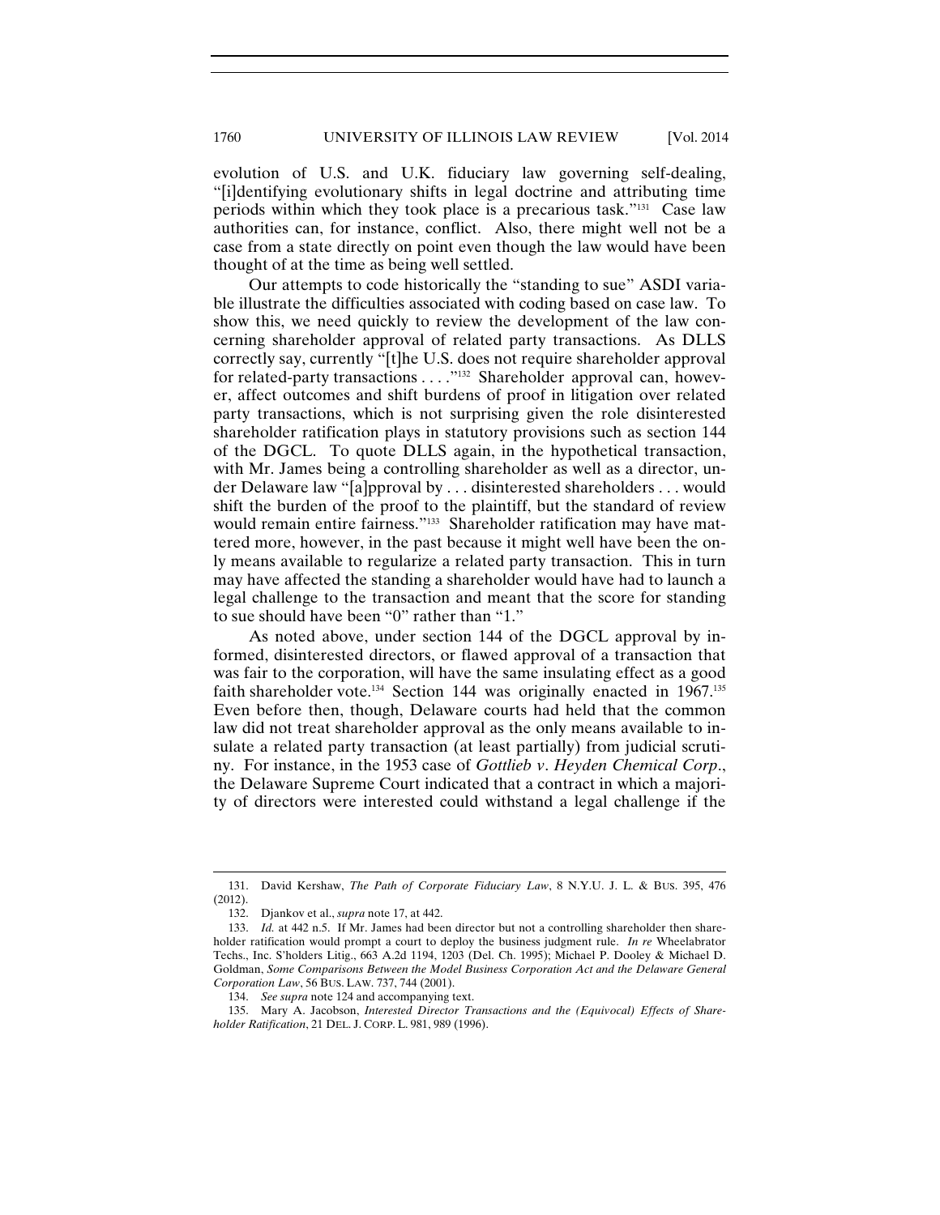evolution of U.S. and U.K. fiduciary law governing self-dealing, "[i]dentifying evolutionary shifts in legal doctrine and attributing time periods within which they took place is a precarious task."[131] Case law authorities can, for instance, conflict. Also, there might well not be a case from a state directly on point even though the law would have been thought of at the time as being well settled.

Our attempts to code historically the "standing to sue" ASDI variable illustrate the difficulties associated with coding based on case law. To show this, we need quickly to review the development of the law concerning shareholder approval of related party transactions. As DLLS correctly say, currently "[t]he U.S. does not require shareholder approval for related-party transactions . . . ."[132] Shareholder approval can, however, affect outcomes and shift burdens of proof in litigation over related party transactions, which is not surprising given the role disinterested shareholder ratification plays in statutory provisions such as section 144 of the DGCL. To quote DLLS again, in the hypothetical transaction, with Mr. James being a controlling shareholder as well as a director, under Delaware law "[a]pproval by . . . disinterested shareholders . . . would shift the burden of the proof to the plaintiff, but the standard of review would remain entire fairness."[133] Shareholder ratification may have mattered more, however, in the past because it might well have been the only means available to regularize a related party transaction. This in turn may have affected the standing a shareholder would have had to launch a legal challenge to the transaction and meant that the score for standing to sue should have been "0" rather than "1."

As noted above, under section 144 of the DGCL approval by informed, disinterested directors, or flawed approval of a transaction that was fair to the corporation, will have the same insulating effect as a good faith shareholder vote.[134] Section 144 was originally enacted in 1967.[135] Even before then, though, Delaware courts had held that the common law did not treat shareholder approval as the only means available to insulate a related party transaction (at least partially) from judicial scrutiny. For instance, in the 1953 case of *Gottlieb v. Heyden Chemical Corp.*, the Delaware Supreme Court indicated that a contract in which a majority of directors were interested could withstand a legal challenge if the

---

131. David Kershaw, *The Path of Corporate Fiduciary Law*, 8 N.Y.U. J. L. & BUS. 395, 476 (2012).

132. Djankov et al., *supra* note 17, at 442.

133. *Id.* at 442 n.5. If Mr. James had been director but not a controlling shareholder then shareholder ratification would prompt a court to deploy the business judgment rule. *In re* Wheelabrator Techs., Inc. S'holders Litig., 663 A.2d 1194, 1203 (Del. Ch. 1995); Michael P. Dooley & Michael D. Goldman, *Some Comparisons Between the Model Business Corporation Act and the Delaware General Corporation Law*, 56 BUS. LAW. 737, 744 (2001).

134. *See supra* note 124 and accompanying text.

135. Mary A. Jacobson, *Interested Director Transactions and the (Equivocal) Effects of Shareholder Ratification*, 21 DEL. J. CORP. L. 981, 989 (1996).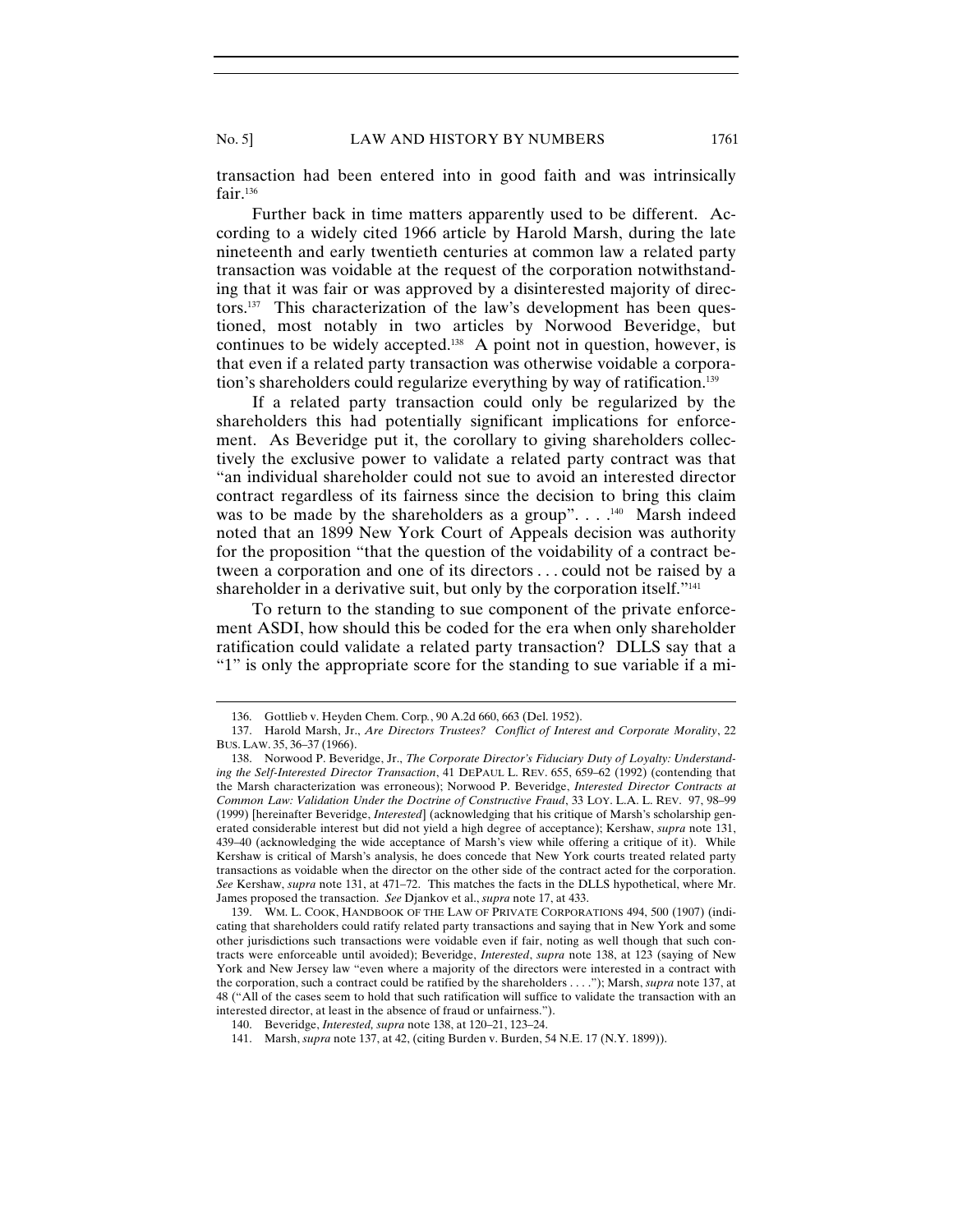transaction had been entered into in good faith and was intrinsically fair.[136]

Further back in time matters apparently used to be different. According to a widely cited 1966 article by Harold Marsh, during the late nineteenth and early twentieth centuries at common law a related party transaction was voidable at the request of the corporation notwithstanding that it was fair or was approved by a disinterested majority of directors.[137] This characterization of the law's development has been questioned, most notably in two articles by Norwood Beveridge, but continues to be widely accepted.[138] A point not in question, however, is that even if a related party transaction was otherwise voidable a corporation's shareholders could regularize everything by way of ratification.[139]

If a related party transaction could only be regularized by the shareholders this had potentially significant implications for enforcement. As Beveridge put it, the corollary to giving shareholders collectively the exclusive power to validate a related party contract was that "an individual shareholder could not sue to avoid an interested director contract regardless of its fairness since the decision to bring this claim was to be made by the shareholders as a group". . . .[140] Marsh indeed noted that an 1899 New York Court of Appeals decision was authority for the proposition "that the question of the voidability of a contract between a corporation and one of its directors . . . could not be raised by a shareholder in a derivative suit, but only by the corporation itself."[141]

To return to the standing to sue component of the private enforcement ASDI, how should this be coded for the era when only shareholder ratification could validate a related party transaction? DLLS say that a "1" is only the appropriate score for the standing to sue variable if a mi-

---

136. Gottlieb v. Heyden Chem. Corp., 90 A.2d 660, 663 (Del. 1952).

137. Harold Marsh, Jr., *Are Directors Trustees? Conflict of Interest and Corporate Morality*, 22 BUS. LAW. 35, 36–37 (1966).

138. Norwood P. Beveridge, Jr., *The Corporate Director's Fiduciary Duty of Loyalty: Understanding the Self-Interested Director Transaction*, 41 DEPAUL L. REV. 655, 659–62 (1992) (contending that the Marsh characterization was erroneous); Norwood P. Beveridge, *Interested Director Contracts at Common Law: Validation Under the Doctrine of Constructive Fraud*, 33 LOY. L.A. L. REV. 97, 98–99 (1999) [hereinafter Beveridge, *Interested*] (acknowledging that his critique of Marsh's scholarship generated considerable interest but did not yield a high degree of acceptance); Kershaw, *supra* note 131, 439–40 (acknowledging the wide acceptance of Marsh's view while offering a critique of it). While Kershaw is critical of Marsh's analysis, he does concede that New York courts treated related party transactions as voidable when the director on the other side of the contract acted for the corporation. *See* Kershaw, *supra* note 131, at 471–72. This matches the facts in the DLLS hypothetical, where Mr. James proposed the transaction. *See* Djankov et al., *supra* note 17, at 433.

139. WM. L. COOK, HANDBOOK OF THE LAW OF PRIVATE CORPORATIONS 494, 500 (1907) (indicating that shareholders could ratify related party transactions and saying that in New York and some other jurisdictions such transactions were voidable even if fair, noting as well though that such contracts were enforceable until avoided); Beveridge, *Interested*, *supra* note 138, at 123 (saying of New York and New Jersey law "even where a majority of the directors were interested in a contract with the corporation, such a contract could be ratified by the shareholders . . . ."); Marsh, *supra* note 137, at 48 ("All of the cases seem to hold that such ratification will suffice to validate the transaction with an interested director, at least in the absence of fraud or unfairness.").

140. Beveridge, *Interested, supra* note 138, at 120–21, 123–24.

141. Marsh, *supra* note 137, at 42, (citing Burden v. Burden, 54 N.E. 17 (N.Y. 1899)).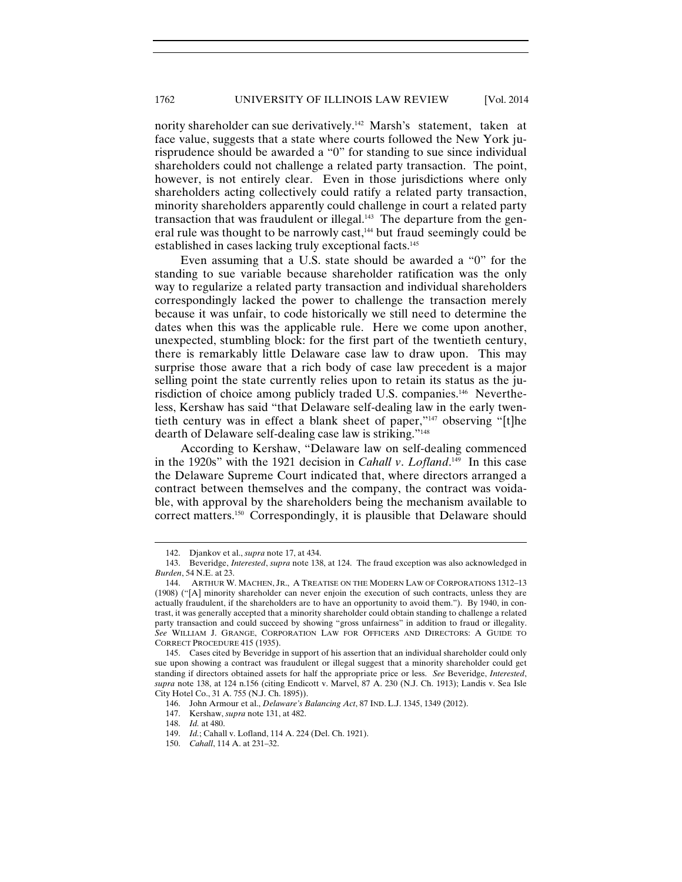nority shareholder can sue derivatively.[142] Marsh's statement, taken at face value, suggests that a state where courts followed the New York jurisprudence should be awarded a "0" for standing to sue since individual shareholders could not challenge a related party transaction. The point, however, is not entirely clear. Even in those jurisdictions where only shareholders acting collectively could ratify a related party transaction, minority shareholders apparently could challenge in court a related party transaction that was fraudulent or illegal.[143] The departure from the general rule was thought to be narrowly cast,[144] but fraud seemingly could be established in cases lacking truly exceptional facts.[145]

Even assuming that a U.S. state should be awarded a "0" for the standing to sue variable because shareholder ratification was the only way to regularize a related party transaction and individual shareholders correspondingly lacked the power to challenge the transaction merely because it was unfair, to code historically we still need to determine the dates when this was the applicable rule. Here we come upon another, unexpected, stumbling block: for the first part of the twentieth century, there is remarkably little Delaware case law to draw upon. This may surprise those aware that a rich body of case law precedent is a major selling point the state currently relies upon to retain its status as the jurisdiction of choice among publicly traded U.S. companies.[146] Nevertheless, Kershaw has said "that Delaware self-dealing law in the early twentieth century was in effect a blank sheet of paper,"[147] observing "[t]he dearth of Delaware self-dealing case law is striking."[148]

According to Kershaw, "Delaware law on self-dealing commenced in the 1920s" with the 1921 decision in *Cahall v. Lofland*.[149] In this case the Delaware Supreme Court indicated that, where directors arranged a contract between themselves and the company, the contract was voidable, with approval by the shareholders being the mechanism available to correct matters.[150] Correspondingly, it is plausible that Delaware should

---

142. Djankov et al., *supra* note 17, at 434.

143. Beveridge, *Interested*, *supra* note 138, at 124. The fraud exception was also acknowledged in *Burden*, 54 N.E. at 23.

144. ARTHUR W. MACHEN, JR., A TREATISE ON THE MODERN LAW OF CORPORATIONS 1312–13 (1908) ("[A] minority shareholder can never enjoin the execution of such contracts, unless they are actually fraudulent, if the shareholders are to have an opportunity to avoid them."). By 1940, in contrast, it was generally accepted that a minority shareholder could obtain standing to challenge a related party transaction and could succeed by showing "gross unfairness" in addition to fraud or illegality. *See* WILLIAM J. GRANGE, CORPORATION LAW FOR OFFICERS AND DIRECTORS: A GUIDE TO CORRECT PROCEDURE 415 (1935).

145. Cases cited by Beveridge in support of his assertion that an individual shareholder could only sue upon showing a contract was fraudulent or illegal suggest that a minority shareholder could get standing if directors obtained assets for half the appropriate price or less. *See* Beveridge, *Interested*, *supra* note 138, at 124 n.156 (citing Endicott v. Marvel, 87 A. 230 (N.J. Ch. 1913); Landis v. Sea Isle City Hotel Co., 31 A. 755 (N.J. Ch. 1895)).

146. John Armour et al., *Delaware's Balancing Act*, 87 IND. L.J. 1345, 1349 (2012).

147. Kershaw, *supra* note 131, at 482.

148. *Id.* at 480.

149. *Id.*; Cahall v. Lofland, 114 A. 224 (Del. Ch. 1921).

150. *Cahall*, 114 A. at 231–32.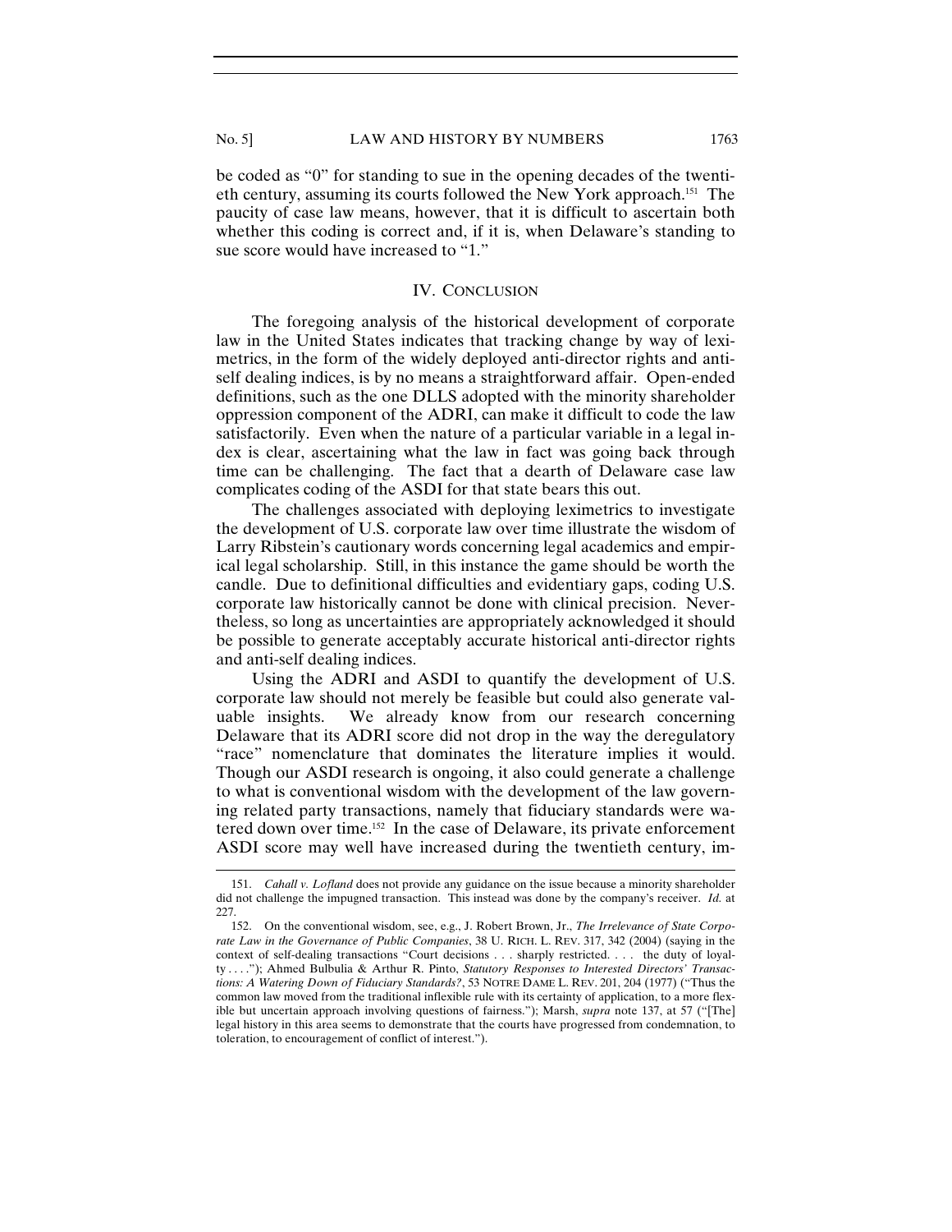be coded as "0" for standing to sue in the opening decades of the twentieth century, assuming its courts followed the New York approach.[151] The paucity of case law means, however, that it is difficult to ascertain both whether this coding is correct and, if it is, when Delaware's standing to sue score would have increased to "1."

## IV. CONCLUSION

The foregoing analysis of the historical development of corporate law in the United States indicates that tracking change by way of leximetrics, in the form of the widely deployed anti-director rights and anti-self dealing indices, is by no means a straightforward affair. Open-ended definitions, such as the one DLLS adopted with the minority shareholder oppression component of the ADRI, can make it difficult to code the law satisfactorily. Even when the nature of a particular variable in a legal index is clear, ascertaining what the law in fact was going back through time can be challenging. The fact that a dearth of Delaware case law complicates coding of the ASDI for that state bears this out.

The challenges associated with deploying leximetrics to investigate the development of U.S. corporate law over time illustrate the wisdom of Larry Ribstein's cautionary words concerning legal academics and empirical legal scholarship. Still, in this instance the game should be worth the candle. Due to definitional difficulties and evidentiary gaps, coding U.S. corporate law historically cannot be done with clinical precision. Nevertheless, so long as uncertainties are appropriately acknowledged it should be possible to generate acceptably accurate historical anti-director rights and anti-self dealing indices.

Using the ADRI and ASDI to quantify the development of U.S. corporate law should not merely be feasible but could also generate valuable insights. We already know from our research concerning Delaware that its ADRI score did not drop in the way the deregulatory "race" nomenclature that dominates the literature implies it would. Though our ASDI research is ongoing, it also could generate a challenge to what is conventional wisdom with the development of the law governing related party transactions, namely that fiduciary standards were watered down over time.[152] In the case of Delaware, its private enforcement ASDI score may well have increased during the twentieth century, im-

---

151. *Cahall v. Lofland* does not provide any guidance on the issue because a minority shareholder did not challenge the impugned transaction. This instead was done by the company's receiver. *Id.* at 227.

152. On the conventional wisdom, see, e.g., J. Robert Brown, Jr., *The Irrelevance of State Corporate Law in the Governance of Public Companies*, 38 U. RICH. L. REV. 317, 342 (2004) (saying in the context of self-dealing transactions "Court decisions . . . sharply restricted. . . . the duty of loyalty . . . ."); Ahmed Bulbulia & Arthur R. Pinto, *Statutory Responses to Interested Directors' Transactions: A Watering Down of Fiduciary Standards?*, 53 NOTRE DAME L. REV. 201, 204 (1977) ("Thus the common law moved from the traditional inflexible rule with its certainty of application, to a more flexible but uncertain approach involving questions of fairness."); Marsh, *supra* note 137, at 57 ("[The] legal history in this area seems to demonstrate that the courts have progressed from condemnation, to toleration, to encouragement of conflict of interest.").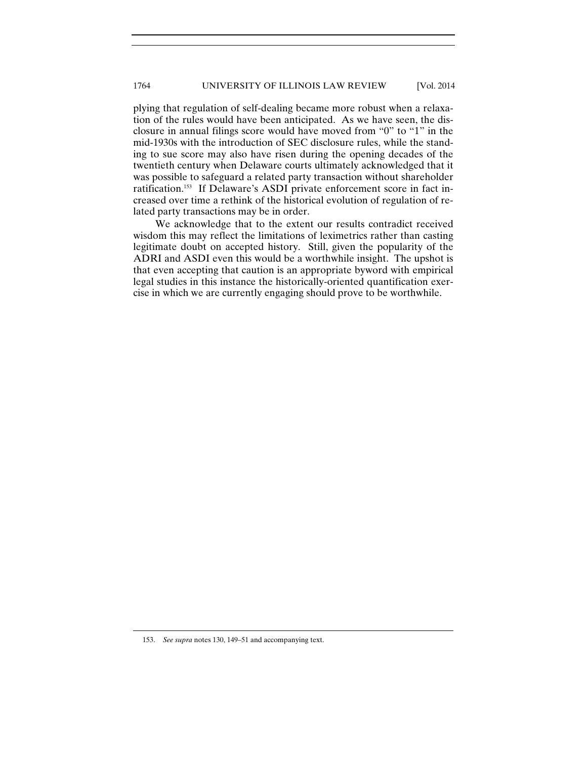plying that regulation of self-dealing became more robust when a relaxation of the rules would have been anticipated. As we have seen, the disclosure in annual filings score would have moved from "0" to "1" in the mid-1930s with the introduction of SEC disclosure rules, while the standing to sue score may also have risen during the opening decades of the twentieth century when Delaware courts ultimately acknowledged that it was possible to safeguard a related party transaction without shareholder ratification.[153] If Delaware's ASDI private enforcement score in fact increased over time a rethink of the historical evolution of regulation of related party transactions may be in order.

We acknowledge that to the extent our results contradict received wisdom this may reflect the limitations of leximetrics rather than casting legitimate doubt on accepted history. Still, given the popularity of the ADRI and ASDI even this would be a worthwhile insight. The upshot is that even accepting that caution is an appropriate byword with empirical legal studies in this instance the historically-oriented quantification exercise in which we are currently engaging should prove to be worthwhile.

---

153. *See supra* notes 130, 149–51 and accompanying text.